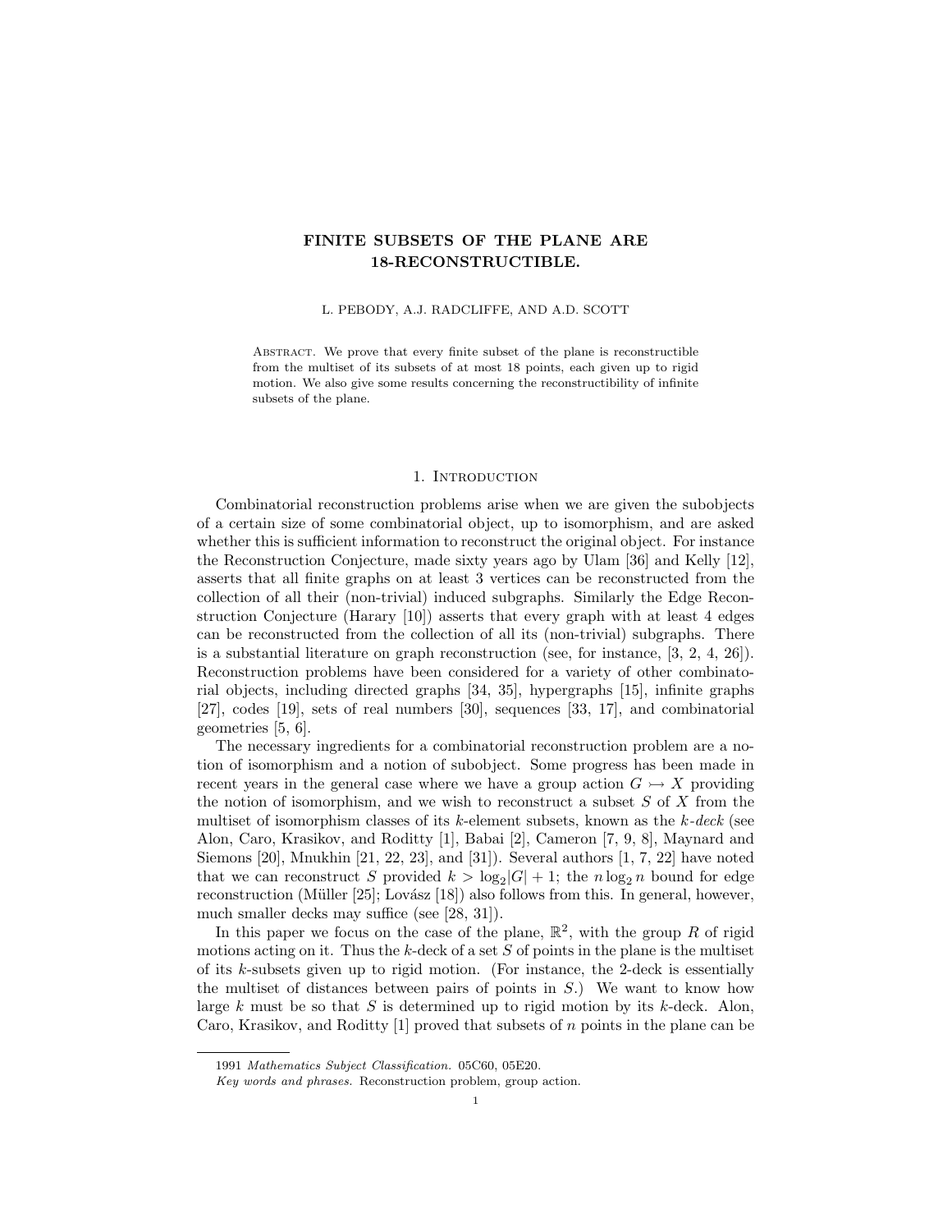# FINITE SUBSETS OF THE PLANE ARE 18-RECONSTRUCTIBLE.

L. PEBODY, A.J. RADCLIFFE, AND A.D. SCOTT

Abstract. We prove that every finite subset of the plane is reconstructible from the multiset of its subsets of at most 18 points, each given up to rigid motion. We also give some results concerning the reconstructibility of infinite subsets of the plane.

## 1. Introduction

Combinatorial reconstruction problems arise when we are given the subobjects of a certain size of some combinatorial object, up to isomorphism, and are asked whether this is sufficient information to reconstruct the original object. For instance the Reconstruction Conjecture, made sixty years ago by Ulam [36] and Kelly [12], asserts that all finite graphs on at least 3 vertices can be reconstructed from the collection of all their (non-trivial) induced subgraphs. Similarly the Edge Reconstruction Conjecture (Harary [10]) asserts that every graph with at least 4 edges can be reconstructed from the collection of all its (non-trivial) subgraphs. There is a substantial literature on graph reconstruction (see, for instance, [3, 2, 4, 26]). Reconstruction problems have been considered for a variety of other combinatorial objects, including directed graphs [34, 35], hypergraphs [15], infinite graphs [27], codes [19], sets of real numbers [30], sequences [33, 17], and combinatorial geometries [5, 6].

The necessary ingredients for a combinatorial reconstruction problem are a notion of isomorphism and a notion of subobject. Some progress has been made in recent years in the general case where we have a group action $G \rightarrowtail X$ providing the notion of isomorphism, and we wish to reconstruct a subset $S$ of $X$ from the multiset of isomorphism classes of its $k$-element subsets, known as the *k-deck* (see Alon, Caro, Krasikov, and Roditty [1], Babai [2], Cameron [7, 9, 8], Maynard and Siemons [20], Mnukhin [21, 22, 23], and [31]). Several authors [1, 7, 22] have noted that we can reconstruct $S$ provided $k > \log_2 |G| + 1$; the $n \log_2 n$ bound for edge reconstruction (Müller [25]; Lovász [18]) also follows from this. In general, however, much smaller decks may suffice (see [28, 31]).

In this paper we focus on the case of the plane, $\mathbb{R}^2$, with the group $R$ of rigid motions acting on it. Thus the $k$-deck of a set $S$ of points in the plane is the multiset of its $k$-subsets given up to rigid motion. (For instance, the 2-deck is essentially the multiset of distances between pairs of points in $S$.) We want to know how large $k$ must be so that $S$ is determined up to rigid motion by its $k$-deck. Alon, Caro, Krasikov, and Roditty [1] proved that subsets of $n$ points in the plane can be

---

1991 *Mathematics Subject Classification.* 05C60, 05E20.

*Key words and phrases.* Reconstruction problem, group action.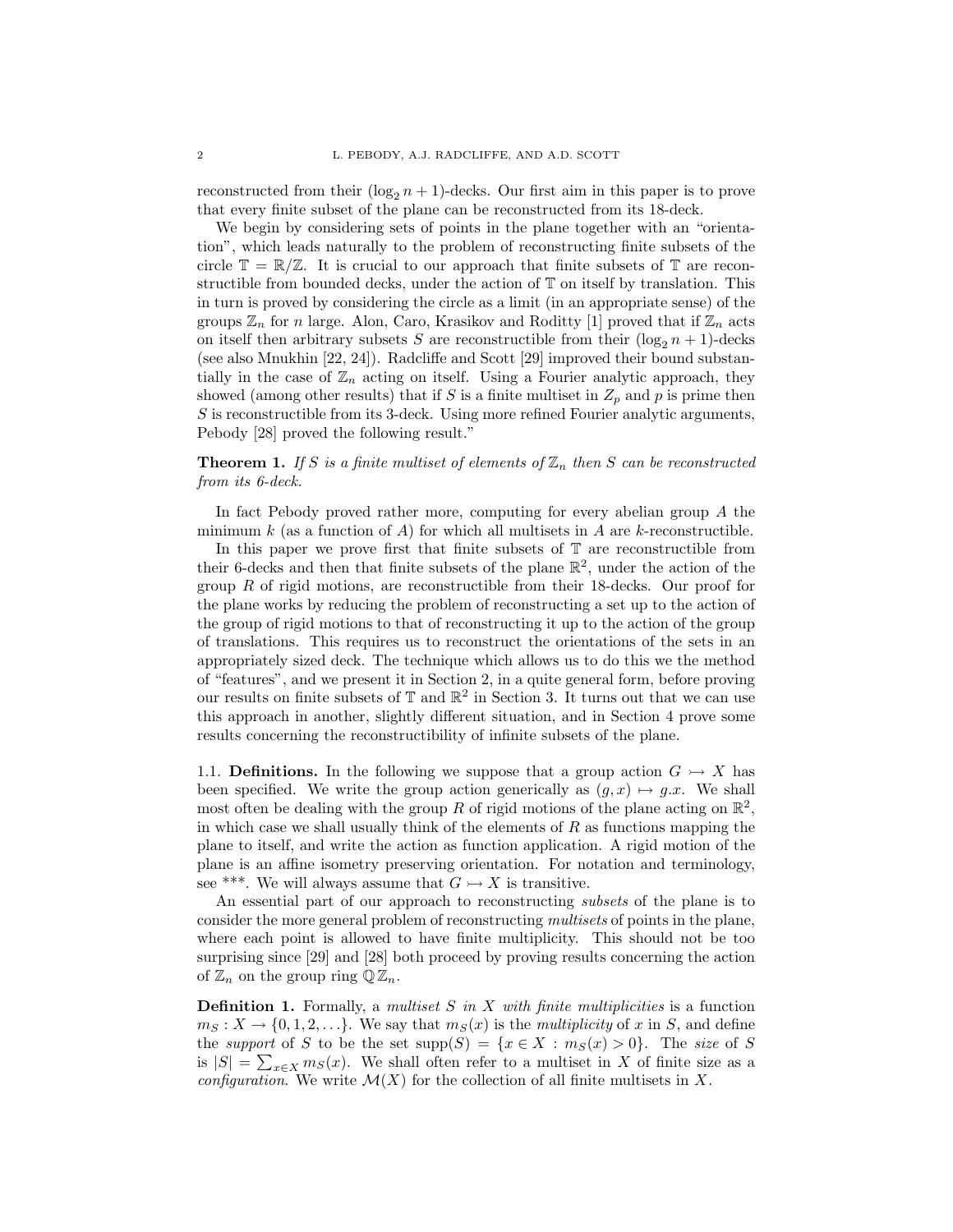reconstructed from their $(\log_2 n + 1)$-decks. Our first aim in this paper is to prove that every finite subset of the plane can be reconstructed from its 18-deck.

We begin by considering sets of points in the plane together with an "orientation", which leads naturally to the problem of reconstructing finite subsets of the circle $\mathbb{T} = \mathbb{R}/\mathbb{Z}$. It is crucial to our approach that finite subsets of $\mathbb{T}$ are reconstructible from bounded decks, under the action of $\mathbb{T}$ on itself by translation. This in turn is proved by considering the circle as a limit (in an appropriate sense) of the groups $\mathbb{Z}_n$ for $n$ large. Alon, Caro, Krasikov and Roditty [1] proved that if $\mathbb{Z}_n$ acts on itself then arbitrary subsets $S$ are reconstructible from their $(\log_2 n + 1)$-decks (see also Mnukhin [22, 24]). Radcliffe and Scott [29] improved their bound substantially in the case of $\mathbb{Z}_n$ acting on itself. Using a Fourier analytic approach, they showed (among other results) that if $S$ is a finite multiset in $Z_p$ and $p$ is prime then $S$ is reconstructible from its 3-deck. Using more refined Fourier analytic arguments, Pebody [28] proved the following result."

**Theorem 1.** *If $S$ is a finite multiset of elements of $\mathbb{Z}_n$ then $S$ can be reconstructed from its 6-deck.*

In fact Pebody proved rather more, computing for every abelian group $A$ the minimum $k$ (as a function of $A$) for which all multisets in $A$ are $k$-reconstructible.

In this paper we prove first that finite subsets of $\mathbb{T}$ are reconstructible from their 6-decks and then that finite subsets of the plane $\mathbb{R}^2$, under the action of the group $R$ of rigid motions, are reconstructible from their 18-decks. Our proof for the plane works by reducing the problem of reconstructing a set up to the action of the group of rigid motions to that of reconstructing it up to the action of the group of translations. This requires us to reconstruct the orientations of the sets in an appropriately sized deck. The technique which allows us to do this we the method of "features", and we present it in Section 2, in a quite general form, before proving our results on finite subsets of $\mathbb{T}$ and $\mathbb{R}^2$ in Section 3. It turns out that we can use this approach in another, slightly different situation, and in Section 4 prove some results concerning the reconstructibility of infinite subsets of the plane.

### 1.1. Definitions.

In the following we suppose that a group action $G \rightarrowtail X$ has been specified. We write the group action generically as $(g, x) \mapsto g.x$. We shall most often be dealing with the group $R$ of rigid motions of the plane acting on $\mathbb{R}^2$, in which case we shall usually think of the elements of $R$ as functions mapping the plane to itself, and write the action as function application. A rigid motion of the plane is an affine isometry preserving orientation. For notation and terminology, see ***. We will always assume that $G \rightarrowtail X$ is transitive.

An essential part of our approach to reconstructing *subsets* of the plane is to consider the more general problem of reconstructing *multisets* of points in the plane, where each point is allowed to have finite multiplicity. This should not be too surprising since [29] and [28] both proceed by proving results concerning the action of $\mathbb{Z}_n$ on the group ring $\mathbb{Q}\,\mathbb{Z}_n$.

**Definition 1.** Formally, a *multiset $S$ in $X$ with finite multiplicities* is a function $m_S : X \to \{0, 1, 2, \ldots\}$. We say that $m_S(x)$ is the *multiplicity* of $x$ in $S$, and define the *support* of $S$ to be the set $\operatorname{supp}(S) = \{x \in X : m_S(x) > 0\}$. The *size* of $S$ is $|S| = \sum_{x \in X} m_S(x)$. We shall often refer to a multiset in $X$ of finite size as a *configuration*. We write $\mathcal{M}(X)$ for the collection of all finite multisets in $X$.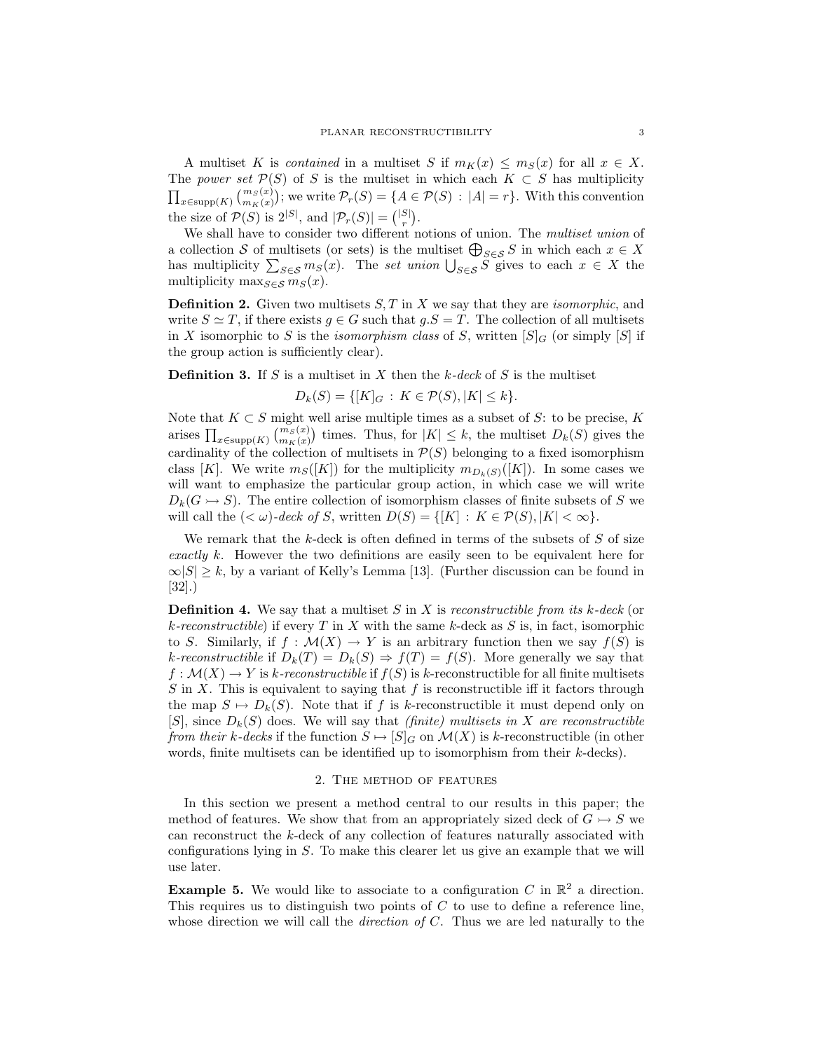A multiset $K$ is *contained* in a multiset $S$ if $m_K(x) \leq m_S(x)$ for all $x \in X$. The *power set* $\mathcal{P}(S)$ of $S$ is the multiset in which each $K \subset S$ has multiplicity $\prod_{x\in\mathrm{supp}(K)} \binom{m_S(x)}{m_K(x)}$; we write $\mathcal{P}_r(S) = \{A \in \mathcal{P}(S) : |A| = r\}$. With this convention the size of $\mathcal{P}(S)$ is $2^{|S|}$, and $|\mathcal{P}_r(S)| = \binom{|S|}{r}$.

We shall have to consider two different notions of union. The *multiset union* of a collection $\mathcal{S}$ of multisets (or sets) is the multiset $\bigoplus_{S\in\mathcal{S}} S$ in which each $x \in X$ has multiplicity $\sum_{S\in\mathcal{S}} m_S(x)$. The *set union* $\bigcup_{S\in\mathcal{S}} S$ gives to each $x \in X$ the multiplicity $\max_{S\in\mathcal{S}} m_S(x)$.

**Definition 2.** Given two multisets $S, T$ in $X$ we say that they are *isomorphic*, and write $S \simeq T$, if there exists $g \in G$ such that $g.S = T$. The collection of all multisets in $X$ isomorphic to $S$ is the *isomorphism class* of $S$, written $[S]_G$ (or simply $[S]$ if the group action is sufficiently clear).

**Definition 3.** If $S$ is a multiset in $X$ then the *$k$-deck* of $S$ is the multiset

$$D_k(S) = \{[K]_G : K \in \mathcal{P}(S), |K| \leq k\}.$$

Note that $K \subset S$ might well arise multiple times as a subset of $S$: to be precise, $K$ arises $\prod_{x\in\mathrm{supp}(K)} \binom{m_S(x)}{m_K(x)}$ times. Thus, for $|K| \leq k$, the multiset $D_k(S)$ gives the cardinality of the collection of multisets in $\mathcal{P}(S)$ belonging to a fixed isomorphism class $[K]$. We write $m_S([K])$ for the multiplicity $m_{D_k(S)}([K])$. In some cases we will want to emphasize the particular group action, in which case we will write $D_k(G \rightarrowtail S)$. The entire collection of isomorphism classes of finite subsets of $S$ we will call the *$(< \omega)$-deck of $S$*, written $D(S) = \{[K] : K \in \mathcal{P}(S), |K| < \infty\}$.

We remark that the $k$-deck is often defined in terms of the subsets of $S$ of size *exactly* $k$. However the two definitions are easily seen to be equivalent here for $\infty|S| \geq k$, by a variant of Kelly's Lemma [13]. (Further discussion can be found in [32].)

**Definition 4.** We say that a multiset $S$ in $X$ is *reconstructible from its $k$-deck* (or *$k$-reconstructible*) if every $T$ in $X$ with the same $k$-deck as $S$ is, in fact, isomorphic to $S$. Similarly, if $f : \mathcal{M}(X) \to Y$ is an arbitrary function then we say $f(S)$ is *$k$-reconstructible* if $D_k(T) = D_k(S) \Rightarrow f(T) = f(S)$. More generally we say that $f : \mathcal{M}(X) \to Y$ is *$k$-reconstructible* if $f(S)$ is $k$-reconstructible for all finite multisets $S$ in $X$. This is equivalent to saying that $f$ is reconstructible iff it factors through the map $S \mapsto D_k(S)$. Note that if $f$ is $k$-reconstructible it must depend only on $[S]$, since $D_k(S)$ does. We will say that *(finite) multisets in $X$ are reconstructible from their $k$-decks* if the function $S \mapsto [S]_G$ on $\mathcal{M}(X)$ is $k$-reconstructible (in other words, finite multisets can be identified up to isomorphism from their $k$-decks).

## 2. The method of features

In this section we present a method central to our results in this paper; the method of features. We show that from an appropriately sized deck of $G \rightarrowtail S$ we can reconstruct the $k$-deck of any collection of features naturally associated with configurations lying in $S$. To make this clearer let us give an example that we will use later.

**Example 5.** We would like to associate to a configuration $C$ in $\mathbb{R}^2$ a direction. This requires us to distinguish two points of $C$ to use to define a reference line, whose direction we will call the *direction of $C$*. Thus we are led naturally to the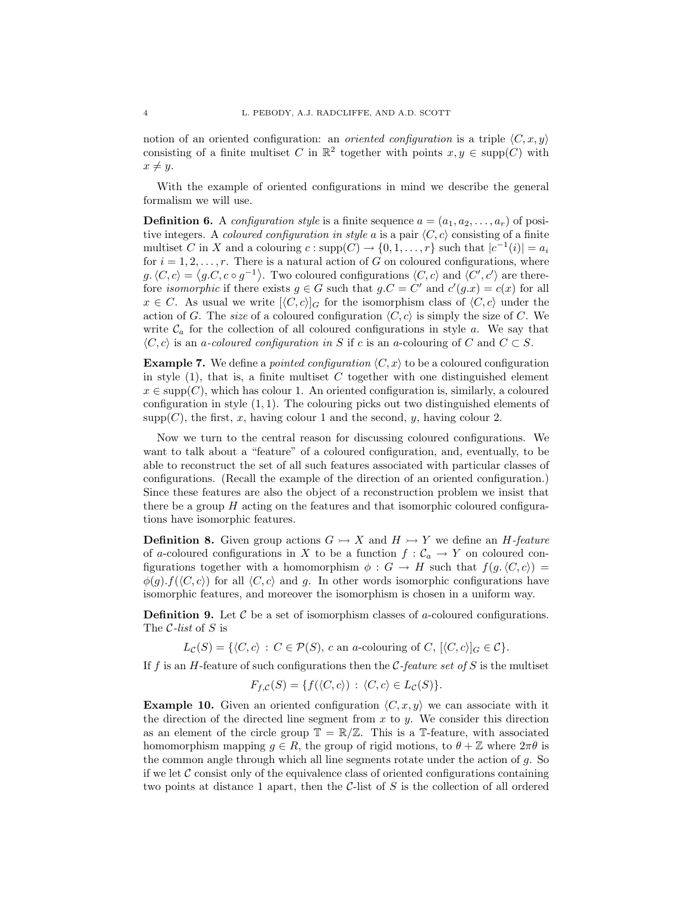notion of an oriented configuration: an *oriented configuration* is a triple $\langle C, x, y\rangle$ consisting of a finite multiset $C$ in $\mathbb{R}^2$ together with points $x, y \in \operatorname{supp}(C)$ with $x \neq y$.

With the example of oriented configurations in mind we describe the general formalism we will use.

**Definition 6.** A *configuration style* is a finite sequence $a = (a_1, a_2, \ldots, a_r)$ of positive integers. A *coloured configuration in style* $a$ is a pair $\langle C, c\rangle$ consisting of a finite multiset $C$ in $X$ and a colouring $c : \operatorname{supp}(C) \to \{0, 1, \ldots, r\}$ such that $|c^{-1}(i)| = a_i$ for $i = 1, 2, \ldots, r$. There is a natural action of $G$ on coloured configurations, where $g. \langle C, c\rangle = \langle g.C, c \circ g^{-1}\rangle$. Two coloured configurations $\langle C, c\rangle$ and $\langle C', c'\rangle$ are therefore *isomorphic* if there exists $g \in G$ such that $g.C = C'$ and $c'(g.x) = c(x)$ for all $x \in C$. As usual we write $[\langle C, c\rangle]_G$ for the isomorphism class of $\langle C, c\rangle$ under the action of $G$. The *size* of a coloured configuration $\langle C, c\rangle$ is simply the size of $C$. We write $\mathcal{C}_a$ for the collection of all coloured configurations in style $a$. We say that $\langle C, c\rangle$ is an *a-coloured configuration in* $S$ if $c$ is an $a$-colouring of $C$ and $C \subset S$.

**Example 7.** We define a *pointed configuration* $\langle C, x\rangle$ to be a coloured configuration in style $(1)$, that is, a finite multiset $C$ together with one distinguished element $x \in \operatorname{supp}(C)$, which has colour 1. An oriented configuration is, similarly, a coloured configuration in style $(1, 1)$. The colouring picks out two distinguished elements of $\operatorname{supp}(C)$, the first, $x$, having colour 1 and the second, $y$, having colour 2.

Now we turn to the central reason for discussing coloured configurations. We want to talk about a "feature" of a coloured configuration, and, eventually, to be able to reconstruct the set of all such features associated with particular classes of configurations. (Recall the example of the direction of an oriented configuration.) Since these features are also the object of a reconstruction problem we insist that there be a group $H$ acting on the features and that isomorphic coloured configurations have isomorphic features.

**Definition 8.** Given group actions $G \rightarrowtail X$ and $H \rightarrowtail Y$ we define an *H-feature* of $a$-coloured configurations in $X$ to be a function $f : \mathcal{C}_a \to Y$ on coloured configurations together with a homomorphism $\phi : G \to H$ such that $f(g. \langle C, c\rangle) = \phi(g).f(\langle C, c\rangle)$ for all $\langle C, c\rangle$ and $g$. In other words isomorphic configurations have isomorphic features, and moreover the isomorphism is chosen in a uniform way.

**Definition 9.** Let $\mathcal{C}$ be a set of isomorphism classes of $a$-coloured configurations. The $\mathcal{C}$*-list* of $S$ is

$$L_{\mathcal{C}}(S) = \{\langle C, c\rangle : C \in \mathcal{P}(S),\ c \text{ an } a\text{-colouring of } C,\ [\langle C, c\rangle]_G \in \mathcal{C}\}.$$

If $f$ is an $H$-feature of such configurations then the $\mathcal{C}$*-feature set of* $S$ is the multiset

$$F_{f,\mathcal{C}}(S) = \{f(\langle C, c\rangle) : \langle C, c\rangle \in L_{\mathcal{C}}(S)\}.$$

**Example 10.** Given an oriented configuration $\langle C, x, y\rangle$ we can associate with it the direction of the directed line segment from $x$ to $y$. We consider this direction as an element of the circle group $\mathbb{T} = \mathbb{R}/\mathbb{Z}$. This is a $\mathbb{T}$-feature, with associated homomorphism mapping $g \in R$, the group of rigid motions, to $\theta + \mathbb{Z}$ where $2\pi\theta$ is the common angle through which all line segments rotate under the action of $g$. So if we let $\mathcal{C}$ consist only of the equivalence class of oriented configurations containing two points at distance 1 apart, then the $\mathcal{C}$-list of $S$ is the collection of all ordered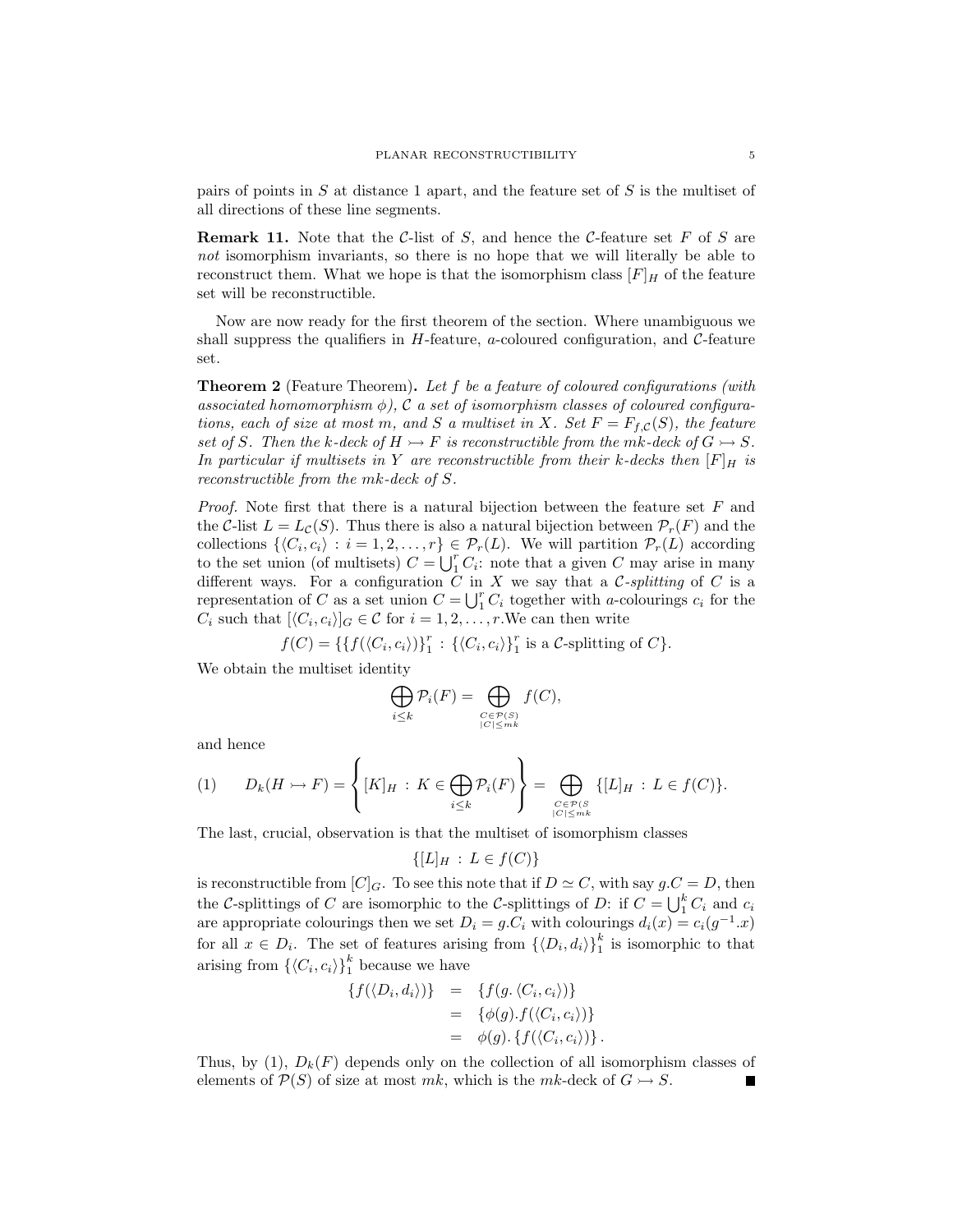pairs of points in $S$ at distance 1 apart, and the feature set of $S$ is the multiset of all directions of these line segments.

**Remark 11.** Note that the $\mathcal{C}$-list of $S$, and hence the $\mathcal{C}$-feature set $F$ of $S$ are *not* isomorphism invariants, so there is no hope that we will literally be able to reconstruct them. What we hope is that the isomorphism class $[F]_H$ of the feature set will be reconstructible.

Now are now ready for the first theorem of the section. Where unambiguous we shall suppress the qualifiers in $H$-feature, $a$-coloured configuration, and $\mathcal{C}$-feature set.

**Theorem 2** (Feature Theorem)**.** *Let $f$ be a feature of coloured configurations (with associated homomorphism $\phi$), $\mathcal{C}$ a set of isomorphism classes of coloured configurations, each of size at most $m$, and $S$ a multiset in $X$. Set $F = F_{f,\mathcal{C}}(S)$, the feature set of $S$. Then the $k$-deck of $H \rightarrowtail F$ is reconstructible from the $mk$-deck of $G \rightarrowtail S$. In particular if multisets in $Y$ are reconstructible from their $k$-decks then $[F]_H$ is reconstructible from the $mk$-deck of $S$.*

*Proof.* Note first that there is a natural bijection between the feature set $F$ and the $\mathcal{C}$-list $L = L_{\mathcal{C}}(S)$. Thus there is also a natural bijection between $\mathcal{P}_r(F)$ and the collections $\{\langle C_i, c_i\rangle : i = 1, 2, \ldots, r\} \in \mathcal{P}_r(L)$. We will partition $\mathcal{P}_r(L)$ according to the set union (of multisets) $C = \bigcup_1^r C_i$: note that a given $C$ may arise in many different ways. For a configuration $C$ in $X$ we say that a *$\mathcal{C}$-splitting* of $C$ is a representation of $C$ as a set union $C = \bigcup_1^r C_i$ together with $a$-colourings $c_i$ for the $C_i$ such that $[\langle C_i, c_i\rangle]_G \in \mathcal{C}$ for $i = 1, 2, \ldots, r$.We can then write

$$f(C) = \{\{f(\langle C_i, c_i\rangle)\}_1^r : \{\langle C_i, c_i\rangle\}_1^r \text{ is a } \mathcal{C}\text{-splitting of } C\}.$$

We obtain the multiset identity

$$\bigoplus_{i\le k} \mathcal{P}_i(F) = \bigoplus_{\substack{C\in\mathcal{P}(S)\\ |C|\le mk}} f(C),$$

and hence

$$(1) \qquad D_k(H \rightarrowtail F) = \left\{ [K]_H : K \in \bigoplus_{i\le k} \mathcal{P}_i(F) \right\} = \bigoplus_{\substack{C\in\mathcal{P}(S\\ |C|\le mk}} \{[L]_H : L \in f(C)\}.$$

The last, crucial, observation is that the multiset of isomorphism classes

$$\{[L]_H : L \in f(C)\}$$

is reconstructible from $[C]_G$. To see this note that if $D \simeq C$, with say $g.C = D$, then the $\mathcal{C}$-splittings of $C$ are isomorphic to the $\mathcal{C}$-splittings of $D$: if $C = \bigcup_1^k C_i$ and $c_i$ are appropriate colourings then we set $D_i = g.C_i$ with colourings $d_i(x) = c_i(g^{-1}.x)$ for all $x \in D_i$. The set of features arising from $\{\langle D_i, d_i\rangle\}_1^k$ is isomorphic to that arising from $\{\langle C_i, c_i\rangle\}_1^k$ because we have

$$\begin{aligned}
\{f(\langle D_i, d_i\rangle)\} &= \{f(g.\langle C_i, c_i\rangle)\} \\
&= \{\phi(g).f(\langle C_i, c_i\rangle)\} \\
&= \phi(g).\{f(\langle C_i, c_i\rangle)\}.
\end{aligned}$$

Thus, by (1), $D_k(F)$ depends only on the collection of all isomorphism classes of elements of $\mathcal{P}(S)$ of size at most $mk$, which is the $mk$-deck of $G \rightarrowtail S$. ∎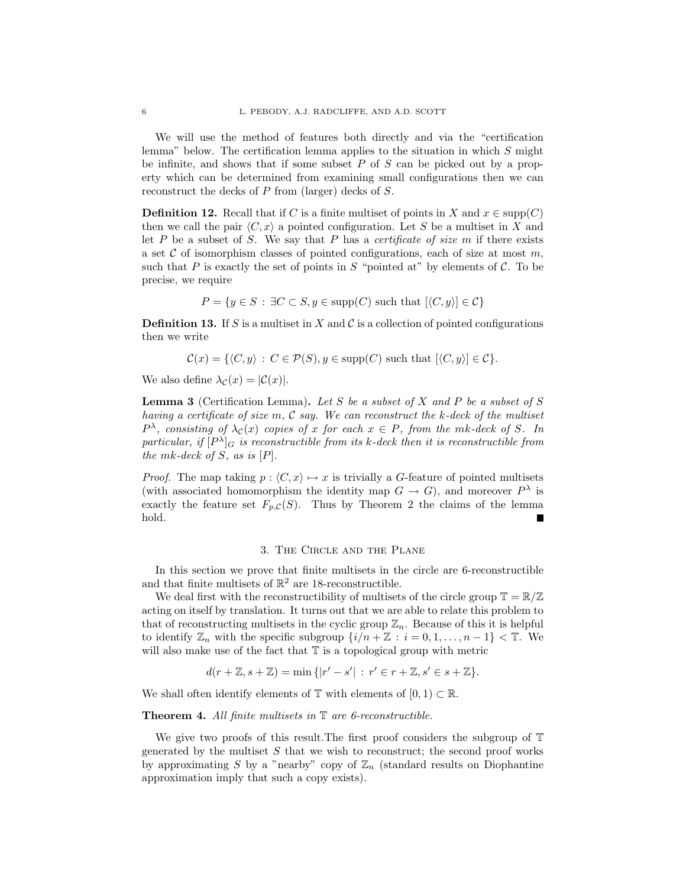We will use the method of features both directly and via the "certification lemma" below. The certification lemma applies to the situation in which $S$ might be infinite, and shows that if some subset $P$ of $S$ can be picked out by a property which can be determined from examining small configurations then we can reconstruct the decks of $P$ from (larger) decks of $S$.

**Definition 12.** Recall that if $C$ is a finite multiset of points in $X$ and $x \in \operatorname{supp}(C)$ then we call the pair $\langle C, x\rangle$ a pointed configuration. Let $S$ be a multiset in $X$ and let $P$ be a subset of $S$. We say that $P$ has a *certificate of size* $m$ if there exists a set $\mathcal{C}$ of isomorphism classes of pointed configurations, each of size at most $m$, such that $P$ is exactly the set of points in $S$ "pointed at" by elements of $\mathcal{C}$. To be precise, we require

$$P = \{y \in S \,:\, \exists C \subset S, y \in \operatorname{supp}(C) \text{ such that } [\langle C, y\rangle] \in \mathcal{C}\}$$

**Definition 13.** If $S$ is a multiset in $X$ and $\mathcal{C}$ is a collection of pointed configurations then we write

$$\mathcal{C}(x) = \{\langle C, y\rangle \,:\, C \in \mathcal{P}(S), y \in \operatorname{supp}(C) \text{ such that } [\langle C, y\rangle] \in \mathcal{C}\}.$$

We also define $\lambda_{\mathcal{C}}(x) = |\mathcal{C}(x)|$.

**Lemma 3** (Certification Lemma)**.** *Let $S$ be a subset of $X$ and $P$ be a subset of $S$ having a certificate of size $m$, $\mathcal{C}$ say. We can reconstruct the $k$-deck of the multiset $P^{\lambda}$, consisting of $\lambda_{\mathcal{C}}(x)$ copies of $x$ for each $x \in P$, from the $mk$-deck of $S$. In particular, if $[P^{\lambda}]_G$ is reconstructible from its $k$-deck then it is reconstructible from the $mk$-deck of $S$, as is $[P]$.*

*Proof.* The map taking $p : \langle C, x\rangle \mapsto x$ is trivially a $G$-feature of pointed multisets (with associated homomorphism the identity map $G \to G$), and moreover $P^{\lambda}$ is exactly the feature set $F_{p,\mathcal{C}}(S)$. Thus by Theorem 2 the claims of the lemma hold. ∎

## 3. The Circle and the Plane

In this section we prove that finite multisets in the circle are 6-reconstructible and that finite multisets of $\mathbb{R}^2$ are 18-reconstructible.

We deal first with the reconstructibility of multisets of the circle group $\mathbb{T} = \mathbb{R}/\mathbb{Z}$ acting on itself by translation. It turns out that we are able to relate this problem to that of reconstructing multisets in the cyclic group $\mathbb{Z}_n$. Because of this it is helpful to identify $\mathbb{Z}_n$ with the specific subgroup $\{i/n + \mathbb{Z} \,:\, i = 0, 1, \ldots, n-1\} < \mathbb{T}$. We will also make use of the fact that $\mathbb{T}$ is a topological group with metric

$$d(r + \mathbb{Z}, s + \mathbb{Z}) = \min\{|r' - s'| \,:\, r' \in r + \mathbb{Z}, s' \in s + \mathbb{Z}\}.$$

We shall often identify elements of $\mathbb{T}$ with elements of $[0, 1) \subset \mathbb{R}$.

**Theorem 4.** *All finite multisets in $\mathbb{T}$ are 6-reconstructible.*

We give two proofs of this result.The first proof considers the subgroup of $\mathbb{T}$ generated by the multiset $S$ that we wish to reconstruct; the second proof works by approximating $S$ by a "nearby" copy of $\mathbb{Z}_n$ (standard results on Diophantine approximation imply that such a copy exists).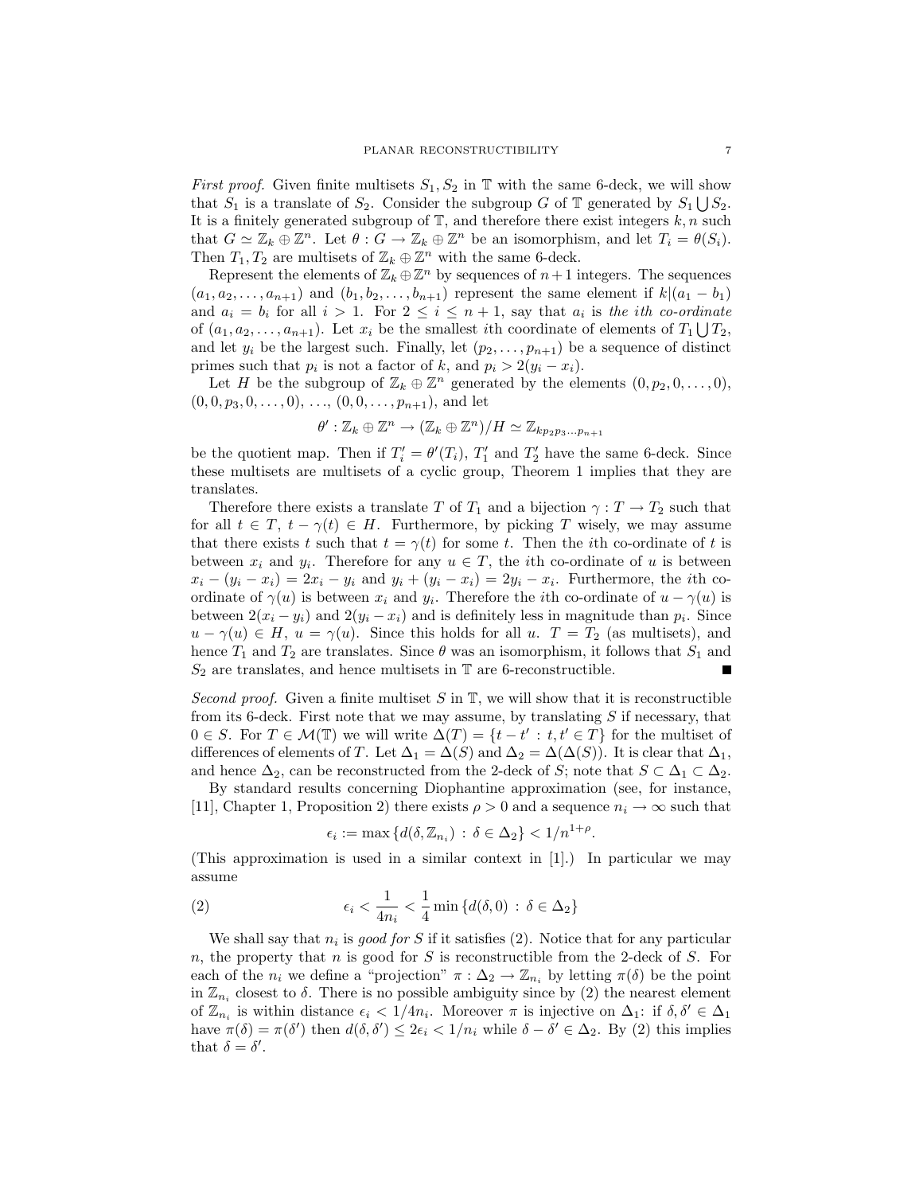*First proof.* Given finite multisets $S_1, S_2$ in $\mathbb{T}$ with the same 6-deck, we will show that $S_1$ is a translate of $S_2$. Consider the subgroup $G$ of $\mathbb{T}$ generated by $S_1 \bigcup S_2$. It is a finitely generated subgroup of $\mathbb{T}$, and therefore there exist integers $k, n$ such that $G \simeq \mathbb{Z}_k \oplus \mathbb{Z}^n$. Let $\theta : G \to \mathbb{Z}_k \oplus \mathbb{Z}^n$ be an isomorphism, and let $T_i = \theta(S_i)$. Then $T_1, T_2$ are multisets of $\mathbb{Z}_k \oplus \mathbb{Z}^n$ with the same 6-deck.

Represent the elements of $\mathbb{Z}_k \oplus \mathbb{Z}^n$ by sequences of $n+1$ integers. The sequences $(a_1, a_2, \ldots, a_{n+1})$ and $(b_1, b_2, \ldots, b_{n+1})$ represent the same element if $k|(a_1 - b_1)$ and $a_i = b_i$ for all $i > 1$. For $2 \leq i \leq n+1$, say that $a_i$ is *the ith co-ordinate* of $(a_1, a_2, \ldots, a_{n+1})$. Let $x_i$ be the smallest $i$th coordinate of elements of $T_1 \bigcup T_2$, and let $y_i$ be the largest such. Finally, let $(p_2, \ldots, p_{n+1})$ be a sequence of distinct primes such that $p_i$ is not a factor of $k$, and $p_i > 2(y_i - x_i)$.

Let $H$ be the subgroup of $\mathbb{Z}_k \oplus \mathbb{Z}^n$ generated by the elements $(0, p_2, 0, \ldots, 0)$, $(0, 0, p_3, 0, \ldots, 0)$, $\ldots$, $(0, 0, \ldots, p_{n+1})$, and let

$$\theta' : \mathbb{Z}_k \oplus \mathbb{Z}^n \to (\mathbb{Z}_k \oplus \mathbb{Z}^n)/H \simeq \mathbb{Z}_{kp_2p_3\ldots p_{n+1}}$$

be the quotient map. Then if $T'_i = \theta'(T_i)$, $T'_1$ and $T'_2$ have the same 6-deck. Since these multisets are multisets of a cyclic group, Theorem 1 implies that they are translates.

Therefore there exists a translate $T$ of $T_1$ and a bijection $\gamma : T \to T_2$ such that for all $t \in T$, $t - \gamma(t) \in H$. Furthermore, by picking $T$ wisely, we may assume that there exists $t$ such that $t = \gamma(t)$ for some $t$. Then the $i$th co-ordinate of $t$ is between $x_i$ and $y_i$. Therefore for any $u \in T$, the $i$th co-ordinate of $u$ is between $x_i - (y_i - x_i) = 2x_i - y_i$ and $y_i + (y_i - x_i) = 2y_i - x_i$. Furthermore, the $i$th co-ordinate of $\gamma(u)$ is between $x_i$ and $y_i$. Therefore the $i$th co-ordinate of $u - \gamma(u)$ is between $2(x_i - y_i)$ and $2(y_i - x_i)$ and is definitely less in magnitude than $p_i$. Since $u - \gamma(u) \in H$, $u = \gamma(u)$. Since this holds for all $u$. $T = T_2$ (as multisets), and hence $T_1$ and $T_2$ are translates. Since $\theta$ was an isomorphism, it follows that $S_1$ and $S_2$ are translates, and hence multisets in $\mathbb{T}$ are 6-reconstructible. ■

*Second proof.* Given a finite multiset $S$ in $\mathbb{T}$, we will show that it is reconstructible from its 6-deck. First note that we may assume, by translating $S$ if necessary, that $0 \in S$. For $T \in \mathcal{M}(\mathbb{T})$ we will write $\Delta(T) = \{t - t' : t, t' \in T\}$ for the multiset of differences of elements of $T$. Let $\Delta_1 = \Delta(S)$ and $\Delta_2 = \Delta(\Delta(S))$. It is clear that $\Delta_1$, and hence $\Delta_2$, can be reconstructed from the 2-deck of $S$; note that $S \subset \Delta_1 \subset \Delta_2$.

By standard results concerning Diophantine approximation (see, for instance, [11], Chapter 1, Proposition 2) there exists $\rho > 0$ and a sequence $n_i \to \infty$ such that

$$\epsilon_i := \max\{d(\delta, \mathbb{Z}_{n_i}) : \delta \in \Delta_2\} < 1/n^{1+\rho}.$$

(This approximation is used in a similar context in [1].) In particular we may assume

$$\epsilon_i < \frac{1}{4n_i} < \frac{1}{4}\min\{d(\delta, 0) : \delta \in \Delta_2\} \tag{2}$$

We shall say that $n_i$ is *good for $S$* if it satisfies (2). Notice that for any particular $n$, the property that $n$ is good for $S$ is reconstructible from the 2-deck of $S$. For each of the $n_i$ we define a "projection" $\pi : \Delta_2 \to \mathbb{Z}_{n_i}$ by letting $\pi(\delta)$ be the point in $\mathbb{Z}_{n_i}$ closest to $\delta$. There is no possible ambiguity since by (2) the nearest element of $\mathbb{Z}_{n_i}$ is within distance $\epsilon_i < 1/4n_i$. Moreover $\pi$ is injective on $\Delta_1$: if $\delta, \delta' \in \Delta_1$ have $\pi(\delta) = \pi(\delta')$ then $d(\delta, \delta') \leq 2\epsilon_i < 1/n_i$ while $\delta - \delta' \in \Delta_2$. By (2) this implies that $\delta = \delta'$.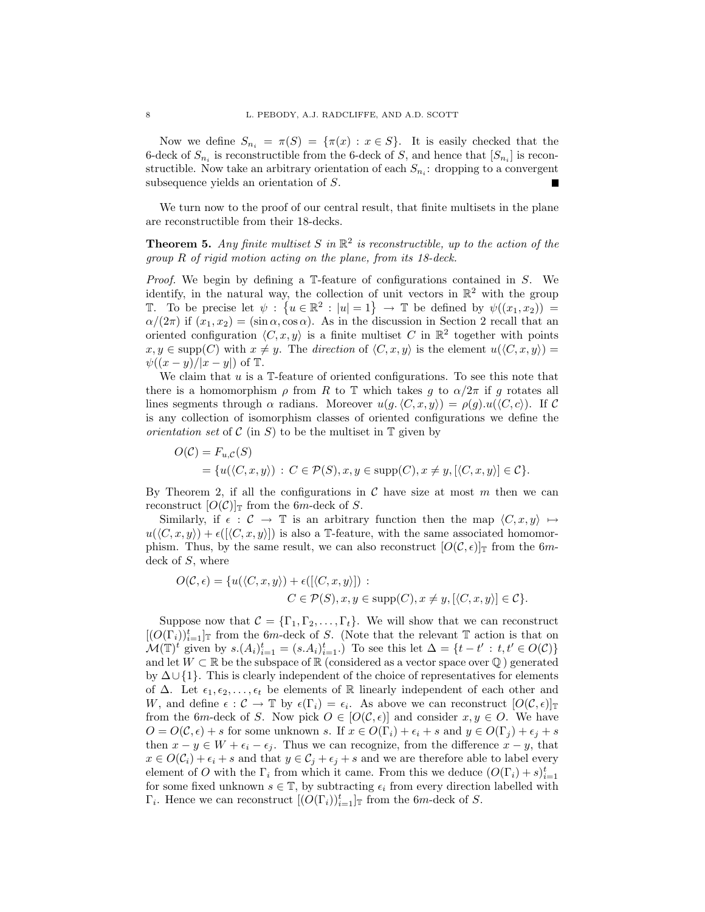Now we define $S_{n_i} = \pi(S) = \{\pi(x) : x \in S\}$. It is easily checked that the 6-deck of $S_{n_i}$ is reconstructible from the 6-deck of $S$, and hence that $[S_{n_i}]$ is reconstructible. Now take an arbitrary orientation of each $S_{n_i}$: dropping to a convergent subsequence yields an orientation of $S$. ■

We turn now to the proof of our central result, that finite multisets in the plane are reconstructible from their 18-decks.

**Theorem 5.** *Any finite multiset $S$ in $\mathbb{R}^2$ is reconstructible, up to the action of the group $R$ of rigid motion acting on the plane, from its 18-deck.*

*Proof.* We begin by defining a $\mathbb{T}$-feature of configurations contained in $S$. We identify, in the natural way, the collection of unit vectors in $\mathbb{R}^2$ with the group $\mathbb{T}$. To be precise let $\psi : \{u \in \mathbb{R}^2 : |u| = 1\} \to \mathbb{T}$ be defined by $\psi((x_1, x_2)) = \alpha/(2\pi)$ if $(x_1, x_2) = (\sin\alpha, \cos\alpha)$. As in the discussion in Section 2 recall that an oriented configuration $\langle C, x, y\rangle$ is a finite multiset $C$ in $\mathbb{R}^2$ together with points $x, y \in \operatorname{supp}(C)$ with $x \neq y$. The *direction* of $\langle C, x, y\rangle$ is the element $u(\langle C, x, y\rangle) = \psi((x - y)/|x - y|)$ of $\mathbb{T}$.

We claim that $u$ is a $\mathbb{T}$-feature of oriented configurations. To see this note that there is a homomorphism $\rho$ from $R$ to $\mathbb{T}$ which takes $g$ to $\alpha/2\pi$ if $g$ rotates all lines segments through $\alpha$ radians. Moreover $u(g.\langle C, x, y\rangle) = \rho(g).u(\langle C, c\rangle)$. If $\mathcal{C}$ is any collection of isomorphism classes of oriented configurations we define the *orientation set* of $\mathcal{C}$ (in $S$) to be the multiset in $\mathbb{T}$ given by

$$
\begin{aligned}
O(\mathcal{C}) &= F_{u,\mathcal{C}}(S) \\
&= \{u(\langle C, x, y\rangle) : C \in \mathcal{P}(S), x, y \in \operatorname{supp}(C), x \neq y, [\langle C, x, y\rangle] \in \mathcal{C}\}.
\end{aligned}
$$

By Theorem 2, if all the configurations in $\mathcal{C}$ have size at most $m$ then we can reconstruct $[O(\mathcal{C})]_{\mathbb{T}}$ from the $6m$-deck of $S$.

Similarly, if $\epsilon : \mathcal{C} \to \mathbb{T}$ is an arbitrary function then the map $\langle C, x, y\rangle \mapsto u(\langle C, x, y\rangle) + \epsilon([\langle C, x, y\rangle])$ is also a $\mathbb{T}$-feature, with the same associated homomorphism. Thus, by the same result, we can also reconstruct $[O(\mathcal{C}, \epsilon)]_{\mathbb{T}}$ from the $6m$-deck of $S$, where

$$
\begin{aligned}
O(\mathcal{C}, \epsilon) = \{u(\langle C, x, y\rangle) + \epsilon([\langle C, x, y\rangle]) :\\
C \in \mathcal{P}(S), x, y \in \operatorname{supp}(C), x \neq y, [\langle C, x, y\rangle] \in \mathcal{C}\}.
\end{aligned}
$$

Suppose now that $\mathcal{C} = \{\Gamma_1, \Gamma_2, \ldots, \Gamma_t\}$. We will show that we can reconstruct $[(O(\Gamma_i))_{i=1}^t]_{\mathbb{T}}$ from the $6m$-deck of $S$. (Note that the relevant $\mathbb{T}$ action is that on $\mathcal{M}(\mathbb{T})^t$ given by $s.(A_i)_{i=1}^t = (s.A_i)_{i=1}^t$.) To see this let $\Delta = \{t - t' : t, t' \in O(\mathcal{C})\}$ and let $W \subset \mathbb{R}$ be the subspace of $\mathbb{R}$ (considered as a vector space over $\mathbb{Q}$) generated by $\Delta \cup \{1\}$. This is clearly independent of the choice of representatives for elements of $\Delta$. Let $\epsilon_1, \epsilon_2, \ldots, \epsilon_t$ be elements of $\mathbb{R}$ linearly independent of each other and $W$, and define $\epsilon : \mathcal{C} \to \mathbb{T}$ by $\epsilon(\Gamma_i) = \epsilon_i$. As above we can reconstruct $[O(\mathcal{C}, \epsilon)]_{\mathbb{T}}$ from the $6m$-deck of $S$. Now pick $O \in [O(\mathcal{C}, \epsilon)]$ and consider $x, y \in O$. We have $O = O(\mathcal{C}, \epsilon) + s$ for some unknown $s$. If $x \in O(\Gamma_i) + \epsilon_i + s$ and $y \in O(\Gamma_j) + \epsilon_j + s$ then $x - y \in W + \epsilon_i - \epsilon_j$. Thus we can recognize, from the difference $x - y$, that $x \in O(\mathcal{C}_i) + \epsilon_i + s$ and that $y \in \mathcal{C}_j + \epsilon_j + s$ and we are therefore able to label every element of $O$ with the $\Gamma_i$ from which it came. From this we deduce $(O(\Gamma_i) + s)_{i=1}^t$ for some fixed unknown $s \in \mathbb{T}$, by subtracting $\epsilon_i$ from every direction labelled with $\Gamma_i$. Hence we can reconstruct $[(O(\Gamma_i))_{i=1}^t]_{\mathbb{T}}$ from the $6m$-deck of $S$.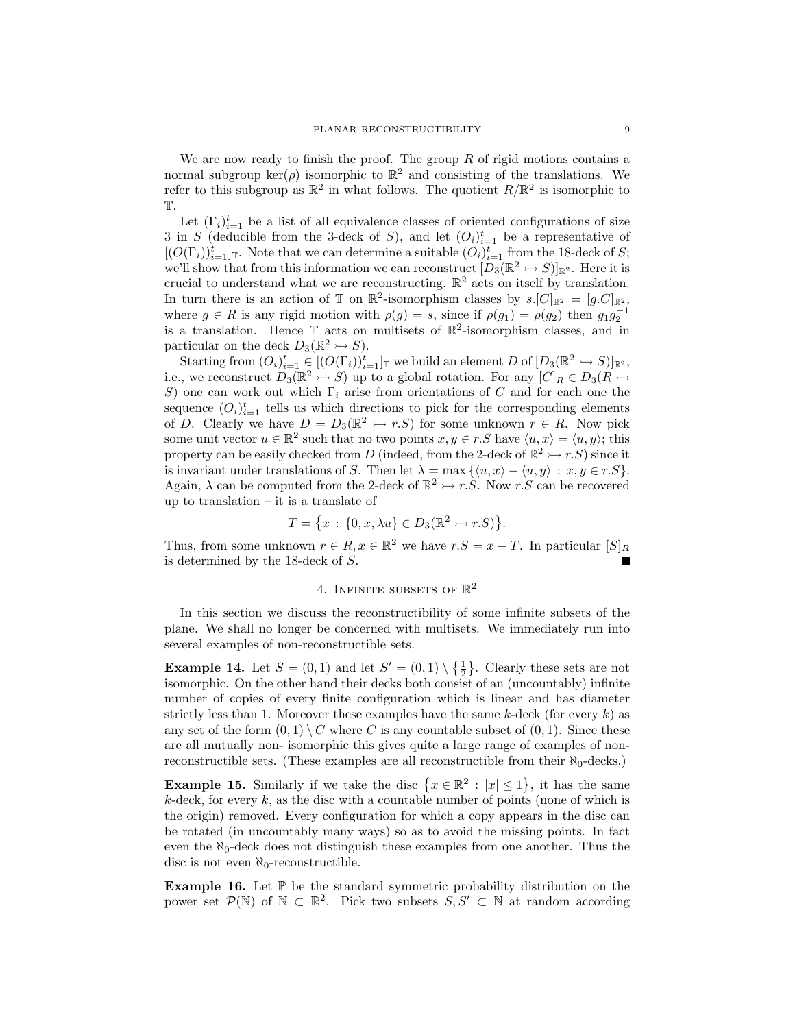We are now ready to finish the proof. The group $R$ of rigid motions contains a normal subgroup $\ker(\rho)$ isomorphic to $\mathbb{R}^2$ and consisting of the translations. We refer to this subgroup as $\mathbb{R}^2$ in what follows. The quotient $R/\mathbb{R}^2$ is isomorphic to $\mathbb{T}$.

Let $(\Gamma_i)_{i=1}^t$ be a list of all equivalence classes of oriented configurations of size 3 in $S$ (deducible from the 3-deck of $S$), and let $(O_i)_{i=1}^t$ be a representative of $[(O(\Gamma_i))_{i=1}^t]_{\mathbb{T}}$. Note that we can determine a suitable $(O_i)_{i=1}^t$ from the 18-deck of $S$; we'll show that from this information we can reconstruct $[D_3(\mathbb{R}^2 \rightarrowtail S)]_{\mathbb{R}^2}$. Here it is crucial to understand what we are reconstructing. $\mathbb{R}^2$ acts on itself by translation. In turn there is an action of $\mathbb{T}$ on $\mathbb{R}^2$-isomorphism classes by $s.[C]_{\mathbb{R}^2} = [g.C]_{\mathbb{R}^2}$, where $g \in R$ is any rigid motion with $\rho(g) = s$, since if $\rho(g_1) = \rho(g_2)$ then $g_1 g_2^{-1}$ is a translation. Hence $\mathbb{T}$ acts on multisets of $\mathbb{R}^2$-isomorphism classes, and in particular on the deck $D_3(\mathbb{R}^2 \rightarrowtail S)$.

Starting from $(O_i)_{i=1}^t \in [(O(\Gamma_i))_{i=1}^t]_{\mathbb{T}}$ we build an element $D$ of $[D_3(\mathbb{R}^2 \rightarrowtail S)]_{\mathbb{R}^2}$, i.e., we reconstruct $D_3(\mathbb{R}^2 \rightarrowtail S)$ up to a global rotation. For any $[C]_R \in D_3(R \rightarrowtail S)$ one can work out which $\Gamma_i$ arise from orientations of $C$ and for each one the sequence $(O_i)_{i=1}^t$ tells us which directions to pick for the corresponding elements of $D$. Clearly we have $D = D_3(\mathbb{R}^2 \rightarrowtail r.S)$ for some unknown $r \in R$. Now pick some unit vector $u \in \mathbb{R}^2$ such that no two points $x, y \in r.S$ have $\langle u, x\rangle = \langle u, y\rangle$; this property can be easily checked from $D$ (indeed, from the 2-deck of $\mathbb{R}^2 \rightarrowtail r.S$) since it is invariant under translations of $S$. Then let $\lambda = \max\{\langle u, x\rangle - \langle u, y\rangle : x, y \in r.S\}$. Again, $\lambda$ can be computed from the 2-deck of $\mathbb{R}^2 \rightarrowtail r.S$. Now $r.S$ can be recovered up to translation – it is a translate of

$$T = \left\{x : \{0, x, \lambda u\} \in D_3(\mathbb{R}^2 \rightarrowtail r.S)\right\}.$$

Thus, from some unknown $r \in R, x \in \mathbb{R}^2$ we have $r.S = x + T$. In particular $[S]_R$ is determined by the 18-deck of $S$. ∎

## 4. Infinite subsets of $\mathbb{R}^2$

In this section we discuss the reconstructibility of some infinite subsets of the plane. We shall no longer be concerned with multisets. We immediately run into several examples of non-reconstructible sets.

**Example 14.** Let $S = (0, 1)$ and let $S' = (0, 1) \setminus \left\{\frac{1}{2}\right\}$. Clearly these sets are not isomorphic. On the other hand their decks both consist of an (uncountably) infinite number of copies of every finite configuration which is linear and has diameter strictly less than 1. Moreover these examples have the same $k$-deck (for every $k$) as any set of the form $(0, 1) \setminus C$ where $C$ is any countable subset of $(0, 1)$. Since these are all mutually non- isomorphic this gives quite a large range of examples of non-reconstructible sets. (These examples are all reconstructible from their $\aleph_0$-decks.)

**Example 15.** Similarly if we take the disc $\left\{x \in \mathbb{R}^2 : |x| \leq 1\right\}$, it has the same $k$-deck, for every $k$, as the disc with a countable number of points (none of which is the origin) removed. Every configuration for which a copy appears in the disc can be rotated (in uncountably many ways) so as to avoid the missing points. In fact even the $\aleph_0$-deck does not distinguish these examples from one another. Thus the disc is not even $\aleph_0$-reconstructible.

**Example 16.** Let $\mathbb{P}$ be the standard symmetric probability distribution on the power set $\mathcal{P}(\mathbb{N})$ of $\mathbb{N} \subset \mathbb{R}^2$. Pick two subsets $S, S' \subset \mathbb{N}$ at random according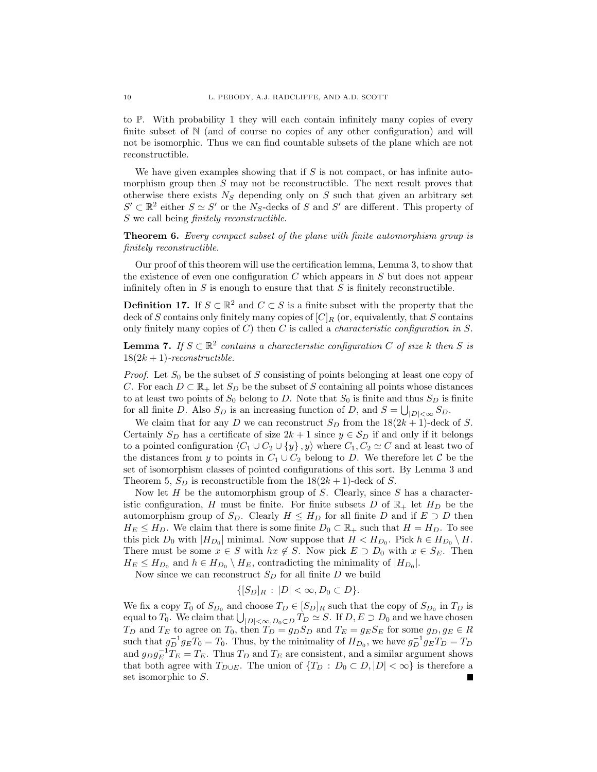to $\mathbb{P}$. With probability 1 they will each contain infinitely many copies of every finite subset of $\mathbb{N}$ (and of course no copies of any other configuration) and will not be isomorphic. Thus we can find countable subsets of the plane which are not reconstructible.

We have given examples showing that if $S$ is not compact, or has infinite automorphism group then $S$ may not be reconstructible. The next result proves that otherwise there exists $N_S$ depending only on $S$ such that given an arbitrary set $S' \subset \mathbb{R}^2$ either $S \simeq S'$ or the $N_S$-decks of $S$ and $S'$ are different. This property of $S$ we call being *finitely reconstructible*.

**Theorem 6.** *Every compact subset of the plane with finite automorphism group is finitely reconstructible.*

Our proof of this theorem will use the certification lemma, Lemma 3, to show that the existence of even one configuration $C$ which appears in $S$ but does not appear infinitely often in $S$ is enough to ensure that that $S$ is finitely reconstructible.

**Definition 17.** If $S \subset \mathbb{R}^2$ and $C \subset S$ is a finite subset with the property that the deck of $S$ contains only finitely many copies of $[C]_R$ (or, equivalently, that $S$ contains only finitely many copies of $C$) then $C$ is called a *characteristic configuration in $S$.*

**Lemma 7.** *If $S \subset \mathbb{R}^2$ contains a characteristic configuration $C$ of size $k$ then $S$ is $18(2k+1)$-reconstructible.*

*Proof.* Let $S_0$ be the subset of $S$ consisting of points belonging at least one copy of $C$. For each $D \subset \mathbb{R}_+$ let $S_D$ be the subset of $S$ containing all points whose distances to at least two points of $S_0$ belong to $D$. Note that $S_0$ is finite and thus $S_D$ is finite for all finite $D$. Also $S_D$ is an increasing function of $D$, and $S = \bigcup_{|D|<\infty} S_D$.

We claim that for any $D$ we can reconstruct $S_D$ from the $18(2k+1)$-deck of $S$. Certainly $S_D$ has a certificate of size $2k+1$ since $y \in \mathcal{S}_D$ if and only if it belongs to a pointed configuration $\langle C_1 \cup C_2 \cup \{y\}, y\rangle$ where $C_1, C_2 \simeq C$ and at least two of the distances from $y$ to points in $C_1 \cup C_2$ belong to $D$. We therefore let $\mathcal{C}$ be the set of isomorphism classes of pointed configurations of this sort. By Lemma 3 and Theorem 5, $S_D$ is reconstructible from the $18(2k+1)$-deck of $S$.

Now let $H$ be the automorphism group of $S$. Clearly, since $S$ has a characteristic configuration, $H$ must be finite. For finite subsets $D$ of $\mathbb{R}_+$ let $H_D$ be the automorphism group of $S_D$. Clearly $H \leq H_D$ for all finite $D$ and if $E \supset D$ then $H_E \leq H_D$. We claim that there is some finite $D_0 \subset \mathbb{R}_+$ such that $H = H_D$. To see this pick $D_0$ with $|H_{D_0}|$ minimal. Now suppose that $H < H_{D_0}$. Pick $h \in H_{D_0} \setminus H$. There must be some $x \in S$ with $hx \notin S$. Now pick $E \supset D_0$ with $x \in S_E$. Then $H_E \leq H_{D_0}$ and $h \in H_{D_0} \setminus H_E$, contradicting the minimality of $|H_{D_0}|$.

Now since we can reconstruct $S_D$ for all finite $D$ we build

$$\{[S_D]_R : |D| < \infty, D_0 \subset D\}.$$

We fix a copy $T_0$ of $S_{D_0}$ and choose $T_D \in [S_D]_R$ such that the copy of $S_{D_0}$ in $T_D$ is equal to $T_0$. We claim that $\bigcup_{|D|<\infty, D_0 \subset D} T_D \simeq S$. If $D, E \supset D_0$ and we have chosen $T_D$ and $T_E$ to agree on $T_0$, then $T_D = g_D S_D$ and $T_E = g_E S_E$ for some $g_D, g_E \in R$ such that $g_D^{-1} g_E T_0 = T_0$. Thus, by the minimality of $H_{D_0}$, we have $g_D^{-1} g_E T_D = T_D$ and $g_D g_E^{-1} T_E = T_E$. Thus $T_D$ and $T_E$ are consistent, and a similar argument shows that both agree with $T_{D \cup E}$. The union of $\{T_D : D_0 \subset D, |D| < \infty\}$ is therefore a set isomorphic to $S$. ■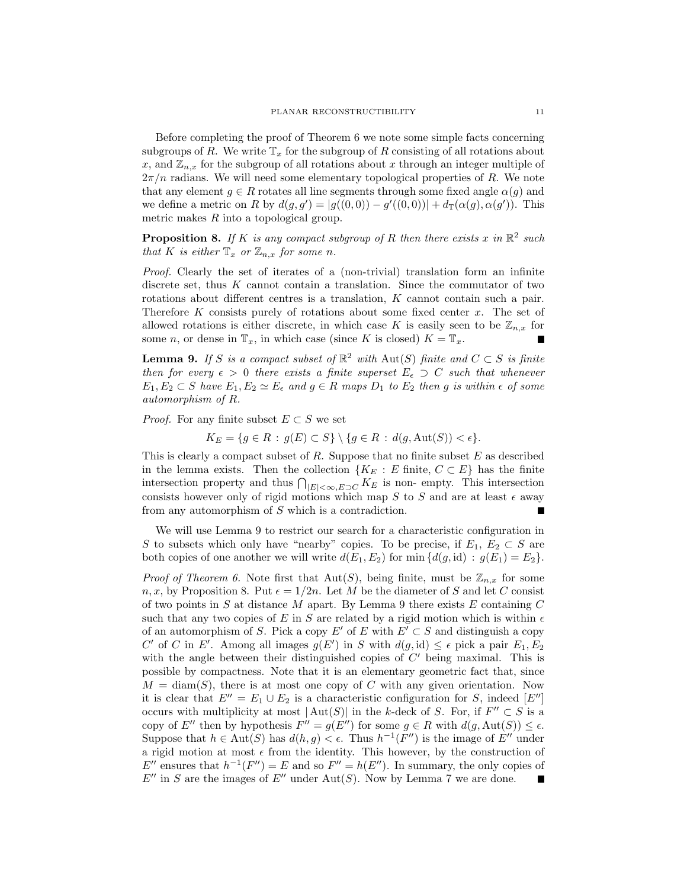Before completing the proof of Theorem 6 we note some simple facts concerning subgroups of $R$. We write $\mathbb{T}_x$ for the subgroup of $R$ consisting of all rotations about $x$, and $\mathbb{Z}_{n,x}$ for the subgroup of all rotations about $x$ through an integer multiple of $2\pi/n$ radians. We will need some elementary topological properties of $R$. We note that any element $g \in R$ rotates all line segments through some fixed angle $\alpha(g)$ and we define a metric on $R$ by $d(g, g') = |g((0,0)) - g'((0,0))| + d_{\mathbb{T}}(\alpha(g), \alpha(g'))$. This metric makes $R$ into a topological group.

**Proposition 8.** *If $K$ is any compact subgroup of $R$ then there exists $x$ in $\mathbb{R}^2$ such that $K$ is either $\mathbb{T}_x$ or $\mathbb{Z}_{n,x}$ for some $n$.*

*Proof.* Clearly the set of iterates of a (non-trivial) translation form an infinite discrete set, thus $K$ cannot contain a translation. Since the commutator of two rotations about different centres is a translation, $K$ cannot contain such a pair. Therefore $K$ consists purely of rotations about some fixed center $x$. The set of allowed rotations is either discrete, in which case $K$ is easily seen to be $\mathbb{Z}_{n,x}$ for some $n$, or dense in $\mathbb{T}_x$, in which case (since $K$ is closed) $K = \mathbb{T}_x$. ∎

**Lemma 9.** *If $S$ is a compact subset of $\mathbb{R}^2$ with $\mathrm{Aut}(S)$ finite and $C \subset S$ is finite then for every $\epsilon > 0$ there exists a finite superset $E_\epsilon \supset C$ such that whenever $E_1, E_2 \subset S$ have $E_1, E_2 \simeq E_\epsilon$ and $g \in R$ maps $D_1$ to $E_2$ then $g$ is within $\epsilon$ of some automorphism of $R$.*

*Proof.* For any finite subset $E \subset S$ we set

$$K_E = \{g \in R : g(E) \subset S\} \setminus \{g \in R : d(g, \mathrm{Aut}(S)) < \epsilon\}.$$

This is clearly a compact subset of $R$. Suppose that no finite subset $E$ as described in the lemma exists. Then the collection $\{K_E : E \text{ finite}, C \subset E\}$ has the finite intersection property and thus $\bigcap_{|E|<\infty, E \supset C} K_E$ is non- empty. This intersection consists however only of rigid motions which map $S$ to $S$ and are at least $\epsilon$ away from any automorphism of $S$ which is a contradiction. ∎

We will use Lemma 9 to restrict our search for a characteristic configuration in $S$ to subsets which only have "nearby" copies. To be precise, if $E_1$, $E_2 \subset S$ are both copies of one another we will write $d(E_1, E_2)$ for $\min \{d(g, \mathrm{id}) : g(E_1) = E_2\}$.

*Proof of Theorem 6.* Note first that $\mathrm{Aut}(S)$, being finite, must be $\mathbb{Z}_{n,x}$ for some $n, x$, by Proposition 8. Put $\epsilon = 1/2n$. Let $M$ be the diameter of $S$ and let $C$ consist of two points in $S$ at distance $M$ apart. By Lemma 9 there exists $E$ containing $C$ such that any two copies of $E$ in $S$ are related by a rigid motion which is within $\epsilon$ of an automorphism of $S$. Pick a copy $E'$ of $E$ with $E' \subset S$ and distinguish a copy $C'$ of $C$ in $E'$. Among all images $g(E')$ in $S$ with $d(g, \mathrm{id}) \leq \epsilon$ pick a pair $E_1, E_2$ with the angle between their distinguished copies of $C'$ being maximal. This is possible by compactness. Note that it is an elementary geometric fact that, since $M = \mathrm{diam}(S)$, there is at most one copy of $C$ with any given orientation. Now it is clear that $E'' = E_1 \cup E_2$ is a characteristic configuration for $S$, indeed $[E'']$ occurs with multiplicity at most $|\mathrm{Aut}(S)|$ in the $k$-deck of $S$. For, if $F'' \subset S$ is a copy of $E''$ then by hypothesis $F'' = g(E'')$ for some $g \in R$ with $d(g, \mathrm{Aut}(S)) \leq \epsilon$. Suppose that $h \in \mathrm{Aut}(S)$ has $d(h, g) < \epsilon$. Thus $h^{-1}(F'')$ is the image of $E''$ under a rigid motion at most $\epsilon$ from the identity. This however, by the construction of $E''$ ensures that $h^{-1}(F'') = E$ and so $F'' = h(E'')$. In summary, the only copies of $E''$ in $S$ are the images of $E''$ under $\mathrm{Aut}(S)$. Now by Lemma 7 we are done. ∎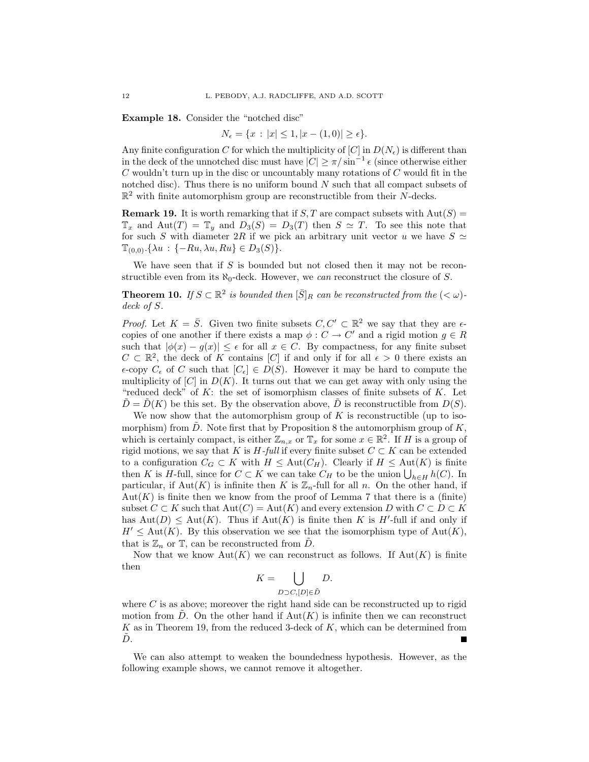**Example 18.** Consider the "notched disc"

$$N_\epsilon = \{x : |x| \leq 1, |x - (1,0)| \geq \epsilon\}.$$

Any finite configuration $C$ for which the multiplicity of $[C]$ in $D(N_\epsilon)$ is different than in the deck of the unnotched disc must have $|C| \geq \pi/\sin^{-1}\epsilon$ (since otherwise either $C$ wouldn't turn up in the disc or uncountably many rotations of $C$ would fit in the notched disc). Thus there is no uniform bound $N$ such that all compact subsets of $\mathbb{R}^2$ with finite automorphism group are reconstructible from their $N$-decks.

**Remark 19.** It is worth remarking that if $S, T$ are compact subsets with $\mathrm{Aut}(S) = \mathbb{T}_x$ and $\mathrm{Aut}(T) = \mathbb{T}_y$ and $D_3(S) = D_3(T)$ then $S \simeq T$. To see this note that for such $S$ with diameter $2R$ if we pick an arbitrary unit vector $u$ we have $S \simeq \mathbb{T}_{(0,0)}.\{\lambda u : \{-Ru, \lambda u, Ru\} \in D_3(S)\}$.

We have seen that if $S$ is bounded but not closed then it may not be reconstructible even from its $\aleph_0$-deck. However, we *can* reconstruct the closure of $S$.

**Theorem 10.** *If $S \subset \mathbb{R}^2$ is bounded then $[\bar{S}]_R$ can be reconstructed from the $(<\omega)$-deck of $S$.*

*Proof.* Let $K = \bar{S}$. Given two finite subsets $C, C' \subset \mathbb{R}^2$ we say that they are $\epsilon$-copies of one another if there exists a map $\phi : C \to C'$ and a rigid motion $g \in R$ such that $|\phi(x) - g(x)| \leq \epsilon$ for all $x \in C$. By compactness, for any finite subset $C \subset \mathbb{R}^2$, the deck of $K$ contains $[C]$ if and only if for all $\epsilon > 0$ there exists an $\epsilon$-copy $C_\epsilon$ of $C$ such that $[C_\epsilon] \in D(S)$. However it may be hard to compute the multiplicity of $[C]$ in $D(K)$. It turns out that we can get away with only using the "reduced deck" of $K$: the set of isomorphism classes of finite subsets of $K$. Let $\tilde{D} = \tilde{D}(K)$ be this set. By the observation above, $\tilde{D}$ is reconstructible from $D(S)$.

We now show that the automorphism group of $K$ is reconstructible (up to isomorphism) from $\tilde{D}$. Note first that by Proposition 8 the automorphism group of $K$, which is certainly compact, is either $\mathbb{Z}_{n,x}$ or $\mathbb{T}_x$ for some $x \in \mathbb{R}^2$. If $H$ is a group of rigid motions, we say that $K$ is *$H$-full* if every finite subset $C \subset K$ can be extended to a configuration $C_G \subset K$ with $H \leq \mathrm{Aut}(C_H)$. Clearly if $H \leq \mathrm{Aut}(K)$ is finite then $K$ is $H$-full, since for $C \subset K$ we can take $C_H$ to be the union $\bigcup_{h \in H} h(C)$. In particular, if $\mathrm{Aut}(K)$ is infinite then $K$ is $\mathbb{Z}_n$-full for all $n$. On the other hand, if $\mathrm{Aut}(K)$ is finite then we know from the proof of Lemma 7 that there is a (finite) subset $C \subset K$ such that $\mathrm{Aut}(C) = \mathrm{Aut}(K)$ and every extension $D$ with $C \subset D \subset K$ has $\mathrm{Aut}(D) \leq \mathrm{Aut}(K)$. Thus if $\mathrm{Aut}(K)$ is finite then $K$ is $H'$-full if and only if $H' \leq \mathrm{Aut}(K)$. By this observation we see that the isomorphism type of $\mathrm{Aut}(K)$, that is $\mathbb{Z}_n$ or $\mathbb{T}$, can be reconstructed from $\tilde{D}$.

Now that we know $\mathrm{Aut}(K)$ we can reconstruct as follows. If $\mathrm{Aut}(K)$ is finite then

$$K = \bigcup_{D \supset C, [D] \in \tilde{D}} D.$$

where $C$ is as above; moreover the right hand side can be reconstructed up to rigid motion from $\tilde{D}$. On the other hand if $\mathrm{Aut}(K)$ is infinite then we can reconstruct $K$ as in Theorem 19, from the reduced 3-deck of $K$, which can be determined from $\tilde{D}$. ∎

We can also attempt to weaken the boundedness hypothesis. However, as the following example shows, we cannot remove it altogether.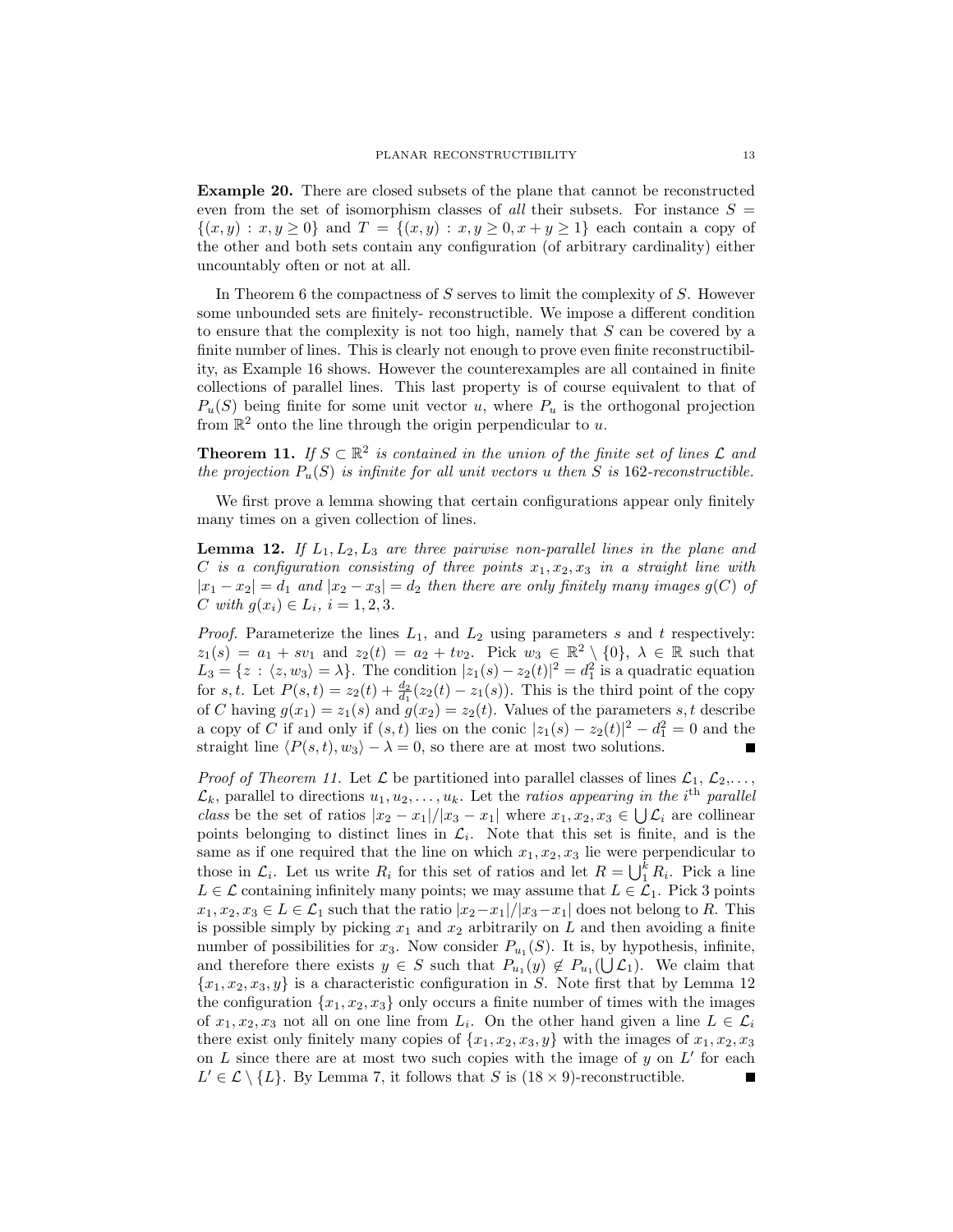**Example 20.** There are closed subsets of the plane that cannot be reconstructed even from the set of isomorphism classes of *all* their subsets. For instance $S = \{(x,y) : x, y \geq 0\}$ and $T = \{(x,y) : x, y \geq 0, x + y \geq 1\}$ each contain a copy of the other and both sets contain any configuration (of arbitrary cardinality) either uncountably often or not at all.

In Theorem 6 the compactness of $S$ serves to limit the complexity of $S$. However some unbounded sets are finitely- reconstructible. We impose a different condition to ensure that the complexity is not too high, namely that $S$ can be covered by a finite number of lines. This is clearly not enough to prove even finite reconstructibility, as Example 16 shows. However the counterexamples are all contained in finite collections of parallel lines. This last property is of course equivalent to that of $P_u(S)$ being finite for some unit vector $u$, where $P_u$ is the orthogonal projection from $\mathbb{R}^2$ onto the line through the origin perpendicular to $u$.

**Theorem 11.** *If $S \subset \mathbb{R}^2$ is contained in the union of the finite set of lines $\mathcal{L}$ and the projection $P_u(S)$ is infinite for all unit vectors $u$ then $S$ is 162-reconstructible.*

We first prove a lemma showing that certain configurations appear only finitely many times on a given collection of lines.

**Lemma 12.** *If $L_1, L_2, L_3$ are three pairwise non-parallel lines in the plane and $C$ is a configuration consisting of three points $x_1, x_2, x_3$ in a straight line with $|x_1 - x_2| = d_1$ and $|x_2 - x_3| = d_2$ then there are only finitely many images $g(C)$ of $C$ with $g(x_i) \in L_i$, $i = 1, 2, 3$.*

*Proof.* Parameterize the lines $L_1$, and $L_2$ using parameters $s$ and $t$ respectively: $z_1(s) = a_1 + sv_1$ and $z_2(t) = a_2 + tv_2$. Pick $w_3 \in \mathbb{R}^2 \setminus \{0\}$, $\lambda \in \mathbb{R}$ such that $L_3 = \{z : \langle z, w_3 \rangle = \lambda\}$. The condition $|z_1(s) - z_2(t)|^2 = d_1^2$ is a quadratic equation for $s, t$. Let $P(s,t) = z_2(t) + \frac{d_2}{d_1}(z_2(t) - z_1(s))$. This is the third point of the copy of $C$ having $g(x_1) = z_1(s)$ and $g(x_2) = z_2(t)$. Values of the parameters $s, t$ describe a copy of $C$ if and only if $(s,t)$ lies on the conic $|z_1(s) - z_2(t)|^2 - d_1^2 = 0$ and the straight line $\langle P(s,t), w_3 \rangle - \lambda = 0$, so there are at most two solutions. ∎

*Proof of Theorem 11.* Let $\mathcal{L}$ be partitioned into parallel classes of lines $\mathcal{L}_1, \mathcal{L}_2, \ldots, \mathcal{L}_k$, parallel to directions $u_1, u_2, \ldots, u_k$. Let the *ratios appearing in the $i^{\text{th}}$ parallel class* be the set of ratios $|x_2 - x_1|/|x_3 - x_1|$ where $x_1, x_2, x_3 \in \bigcup \mathcal{L}_i$ are collinear points belonging to distinct lines in $\mathcal{L}_i$. Note that this set is finite, and is the same as if one required that the line on which $x_1, x_2, x_3$ lie were perpendicular to those in $\mathcal{L}_i$. Let us write $R_i$ for this set of ratios and let $R = \bigcup_1^k R_i$. Pick a line $L \in \mathcal{L}$ containing infinitely many points; we may assume that $L \in \mathcal{L}_1$. Pick 3 points $x_1, x_2, x_3 \in L \in \mathcal{L}_1$ such that the ratio $|x_2 - x_1|/|x_3 - x_1|$ does not belong to $R$. This is possible simply by picking $x_1$ and $x_2$ arbitrarily on $L$ and then avoiding a finite number of possibilities for $x_3$. Now consider $P_{u_1}(S)$. It is, by hypothesis, infinite, and therefore there exists $y \in S$ such that $P_{u_1}(y) \notin P_{u_1}(\bigcup \mathcal{L}_1)$. We claim that $\{x_1, x_2, x_3, y\}$ is a characteristic configuration in $S$. Note first that by Lemma 12 the configuration $\{x_1, x_2, x_3\}$ only occurs a finite number of times with the images of $x_1, x_2, x_3$ not all on one line from $L_i$. On the other hand given a line $L \in \mathcal{L}_i$ there exist only finitely many copies of $\{x_1, x_2, x_3, y\}$ with the images of $x_1, x_2, x_3$ on $L$ since there are at most two such copies with the image of $y$ on $L'$ for each $L' \in \mathcal{L} \setminus \{L\}$. By Lemma 7, it follows that $S$ is $(18 \times 9)$-reconstructible. ∎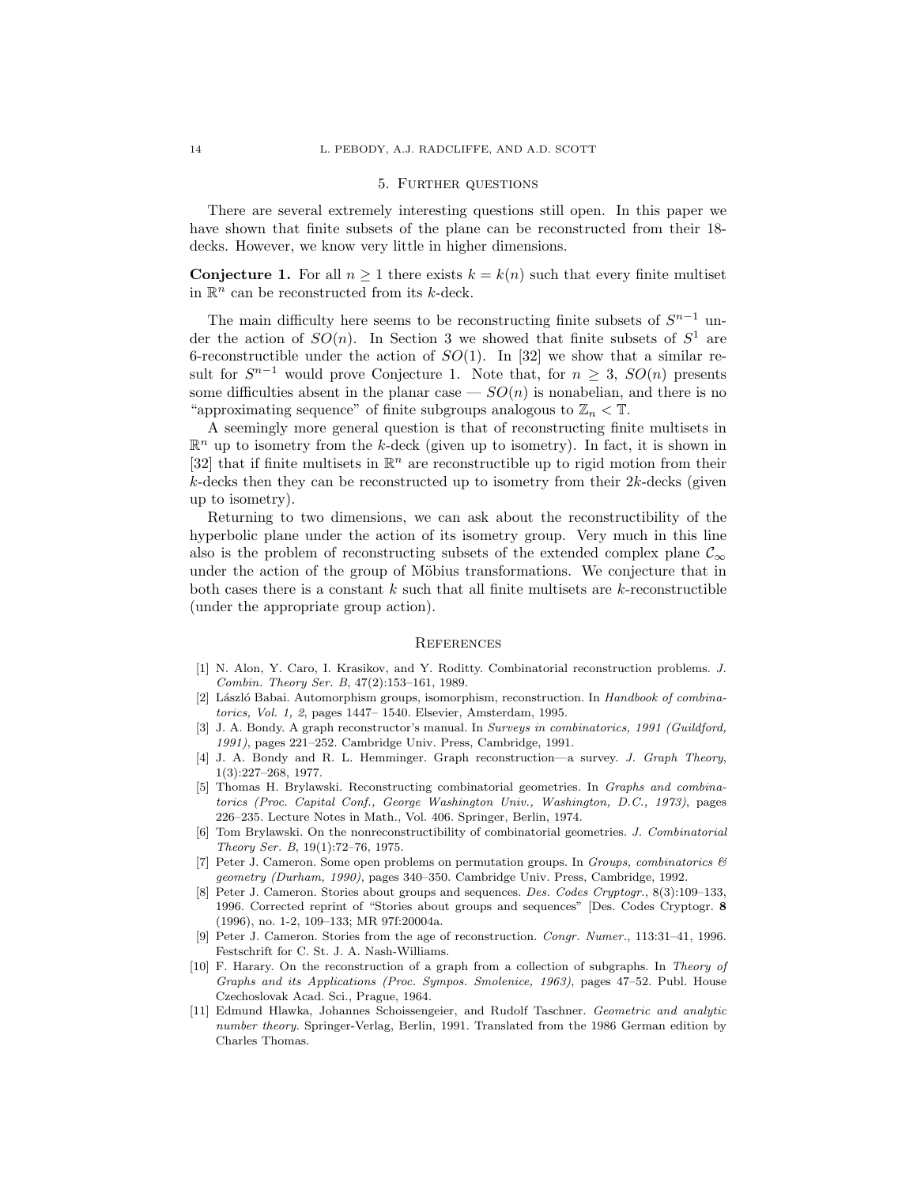## 5. Further questions

There are several extremely interesting questions still open. In this paper we have shown that finite subsets of the plane can be reconstructed from their 18-decks. However, we know very little in higher dimensions.

**Conjecture 1.** *For all $n \geq 1$ there exists $k = k(n)$ such that every finite multiset in $\mathbb{R}^n$ can be reconstructed from its $k$-deck.*

The main difficulty here seems to be reconstructing finite subsets of $S^{n-1}$ under the action of $SO(n)$. In Section 3 we showed that finite subsets of $S^1$ are 6-reconstructible under the action of $SO(1)$. In [32] we show that a similar result for $S^{n-1}$ would prove Conjecture 1. Note that, for $n \geq 3$, $SO(n)$ presents some difficulties absent in the planar case — $SO(n)$ is nonabelian, and there is no "approximating sequence" of finite subgroups analogous to $\mathbb{Z}_n < \mathbb{T}$.

A seemingly more general question is that of reconstructing finite multisets in $\mathbb{R}^n$ up to isometry from the $k$-deck (given up to isometry). In fact, it is shown in [32] that if finite multisets in $\mathbb{R}^n$ are reconstructible up to rigid motion from their $k$-decks then they can be reconstructed up to isometry from their $2k$-decks (given up to isometry).

Returning to two dimensions, we can ask about the reconstructibility of the hyperbolic plane under the action of its isometry group. Very much in this line also is the problem of reconstructing subsets of the extended complex plane $\mathcal{C}_\infty$ under the action of the group of Möbius transformations. We conjecture that in both cases there is a constant $k$ such that all finite multisets are $k$-reconstructible (under the appropriate group action).

## References

[1] N. Alon, Y. Caro, I. Krasikov, and Y. Roditty. Combinatorial reconstruction problems. *J. Combin. Theory Ser. B*, 47(2):153–161, 1989.

[2] László Babai. Automorphism groups, isomorphism, reconstruction. In *Handbook of combinatorics, Vol. 1, 2*, pages 1447– 1540. Elsevier, Amsterdam, 1995.

[3] J. A. Bondy. A graph reconstructor's manual. In *Surveys in combinatorics, 1991 (Guildford, 1991)*, pages 221–252. Cambridge Univ. Press, Cambridge, 1991.

[4] J. A. Bondy and R. L. Hemminger. Graph reconstruction—a survey. *J. Graph Theory*, 1(3):227–268, 1977.

[5] Thomas H. Brylawski. Reconstructing combinatorial geometries. In *Graphs and combinatorics (Proc. Capital Conf., George Washington Univ., Washington, D.C., 1973)*, pages 226–235. Lecture Notes in Math., Vol. 406. Springer, Berlin, 1974.

[6] Tom Brylawski. On the nonreconstructibility of combinatorial geometries. *J. Combinatorial Theory Ser. B*, 19(1):72–76, 1975.

[7] Peter J. Cameron. Some open problems on permutation groups. In *Groups, combinatorics & geometry (Durham, 1990)*, pages 340–350. Cambridge Univ. Press, Cambridge, 1992.

[8] Peter J. Cameron. Stories about groups and sequences. *Des. Codes Cryptogr.*, 8(3):109–133, 1996. Corrected reprint of "Stories about groups and sequences" [Des. Codes Cryptogr. **8** (1996), no. 1-2, 109–133; MR 97f:20004a.

[9] Peter J. Cameron. Stories from the age of reconstruction. *Congr. Numer.*, 113:31–41, 1996. Festschrift for C. St. J. A. Nash-Williams.

[10] F. Harary. On the reconstruction of a graph from a collection of subgraphs. In *Theory of Graphs and its Applications (Proc. Sympos. Smolenice, 1963)*, pages 47–52. Publ. House Czechoslovak Acad. Sci., Prague, 1964.

[11] Edmund Hlawka, Johannes Schoissengeier, and Rudolf Taschner. *Geometric and analytic number theory*. Springer-Verlag, Berlin, 1991. Translated from the 1986 German edition by Charles Thomas.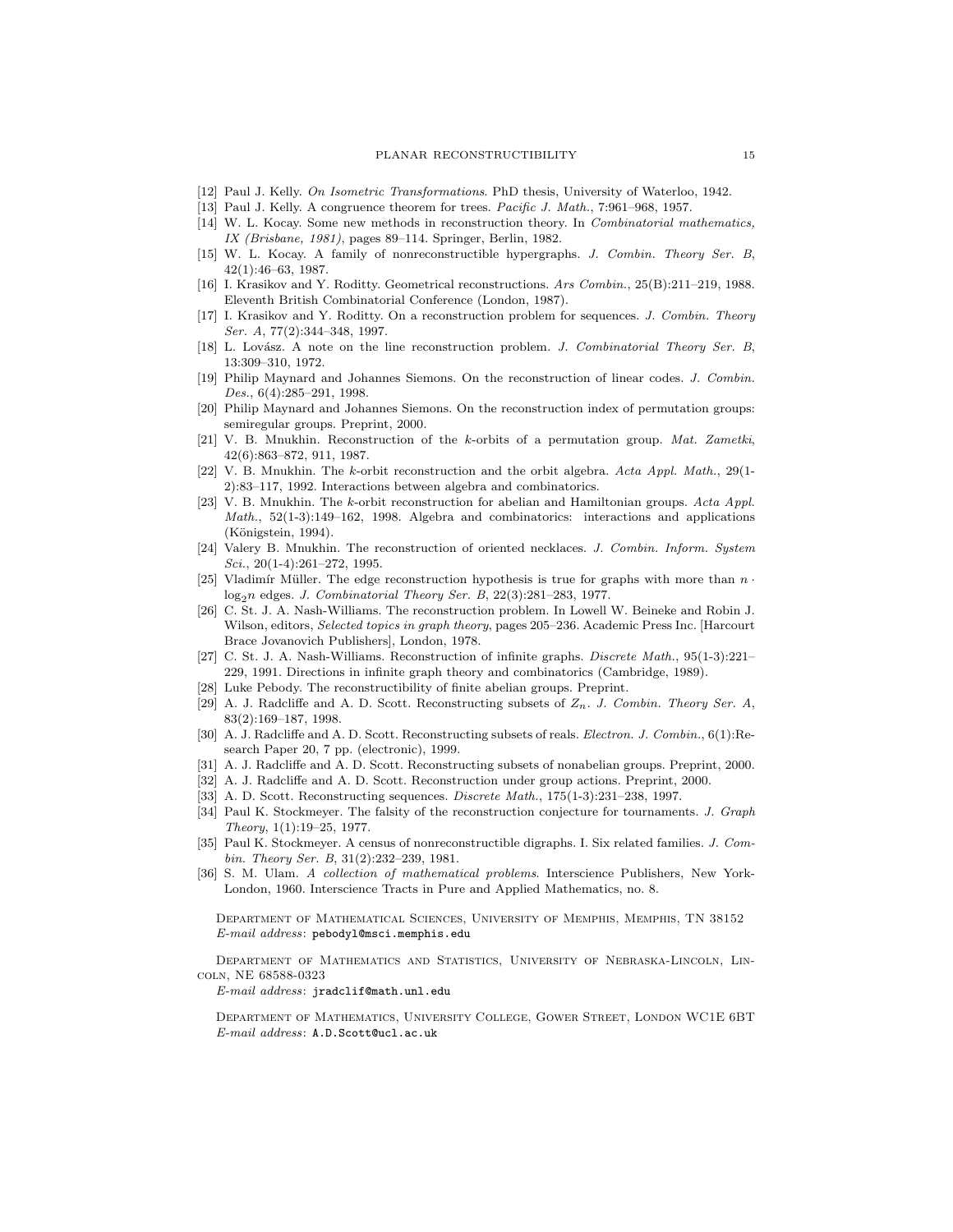[12] Paul J. Kelly. *On Isometric Transformations*. PhD thesis, University of Waterloo, 1942.

[13] Paul J. Kelly. A congruence theorem for trees. *Pacific J. Math.*, 7:961–968, 1957.

[14] W. L. Kocay. Some new methods in reconstruction theory. In *Combinatorial mathematics, IX (Brisbane, 1981)*, pages 89–114. Springer, Berlin, 1982.

[15] W. L. Kocay. A family of nonreconstructible hypergraphs. *J. Combin. Theory Ser. B*, 42(1):46–63, 1987.

[16] I. Krasikov and Y. Roditty. Geometrical reconstructions. *Ars Combin.*, 25(B):211–219, 1988. Eleventh British Combinatorial Conference (London, 1987).

[17] I. Krasikov and Y. Roditty. On a reconstruction problem for sequences. *J. Combin. Theory Ser. A*, 77(2):344–348, 1997.

[18] L. Lovász. A note on the line reconstruction problem. *J. Combinatorial Theory Ser. B*, 13:309–310, 1972.

[19] Philip Maynard and Johannes Siemons. On the reconstruction of linear codes. *J. Combin. Des.*, 6(4):285–291, 1998.

[20] Philip Maynard and Johannes Siemons. On the reconstruction index of permutation groups: semiregular groups. Preprint, 2000.

[21] V. B. Mnukhin. Reconstruction of the $k$-orbits of a permutation group. *Mat. Zametki*, 42(6):863–872, 911, 1987.

[22] V. B. Mnukhin. The $k$-orbit reconstruction and the orbit algebra. *Acta Appl. Math.*, 29(1-2):83–117, 1992. Interactions between algebra and combinatorics.

[23] V. B. Mnukhin. The $k$-orbit reconstruction for abelian and Hamiltonian groups. *Acta Appl. Math.*, 52(1-3):149–162, 1998. Algebra and combinatorics: interactions and applications (Königstein, 1994).

[24] Valery B. Mnukhin. The reconstruction of oriented necklaces. *J. Combin. Inform. System Sci.*, 20(1-4):261–272, 1995.

[25] Vladimír Müller. The edge reconstruction hypothesis is true for graphs with more than $n \cdot \log_2 n$ edges. *J. Combinatorial Theory Ser. B*, 22(3):281–283, 1977.

[26] C. St. J. A. Nash-Williams. The reconstruction problem. In Lowell W. Beineke and Robin J. Wilson, editors, *Selected topics in graph theory*, pages 205–236. Academic Press Inc. [Harcourt Brace Jovanovich Publishers], London, 1978.

[27] C. St. J. A. Nash-Williams. Reconstruction of infinite graphs. *Discrete Math.*, 95(1-3):221–229, 1991. Directions in infinite graph theory and combinatorics (Cambridge, 1989).

[28] Luke Pebody. The reconstructibility of finite abelian groups. Preprint.

[29] A. J. Radcliffe and A. D. Scott. Reconstructing subsets of $Z_n$. *J. Combin. Theory Ser. A*, 83(2):169–187, 1998.

[30] A. J. Radcliffe and A. D. Scott. Reconstructing subsets of reals. *Electron. J. Combin.*, 6(1):Research Paper 20, 7 pp. (electronic), 1999.

[31] A. J. Radcliffe and A. D. Scott. Reconstructing subsets of nonabelian groups. Preprint, 2000.

[32] A. J. Radcliffe and A. D. Scott. Reconstruction under group actions. Preprint, 2000.

[33] A. D. Scott. Reconstructing sequences. *Discrete Math.*, 175(1-3):231–238, 1997.

[34] Paul K. Stockmeyer. The falsity of the reconstruction conjecture for tournaments. *J. Graph Theory*, 1(1):19–25, 1977.

[35] Paul K. Stockmeyer. A census of nonreconstructible digraphs. I. Six related families. *J. Combin. Theory Ser. B*, 31(2):232–239, 1981.

[36] S. M. Ulam. *A collection of mathematical problems*. Interscience Publishers, New York-London, 1960. Interscience Tracts in Pure and Applied Mathematics, no. 8.

Department of Mathematical Sciences, University of Memphis, Memphis, TN 38152
*E-mail address*: `pebodyl@msci.memphis.edu`

Department of Mathematics and Statistics, University of Nebraska-Lincoln, Lincoln, NE 68588-0323
*E-mail address*: `jradclif@math.unl.edu`

Department of Mathematics, University College, Gower Street, London WC1E 6BT
*E-mail address*: `A.D.Scott@ucl.ac.uk`